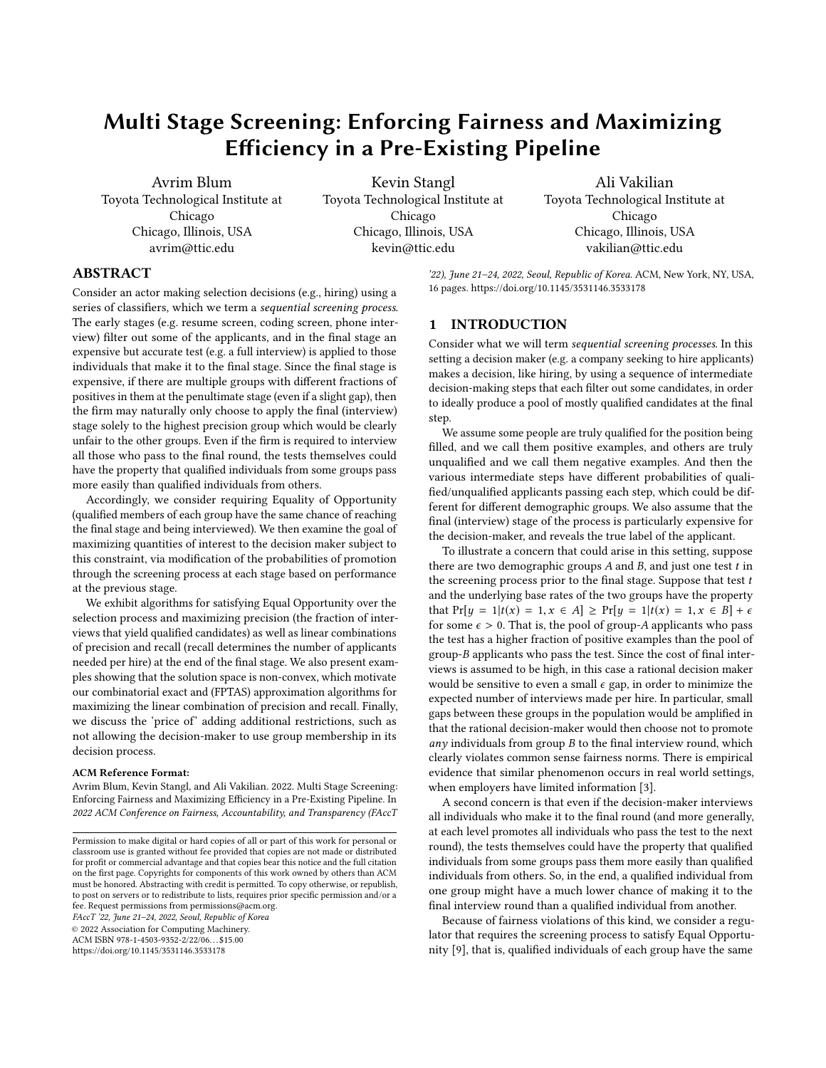# Multi Stage Screening: Enforcing Fairness and Maximizing Efficiency in a Pre-Existing Pipeline

Avrim Blum
Toyota Technological Institute at Chicago
Chicago, Illinois, USA
avrim@ttic.edu

Kevin Stangl
Toyota Technological Institute at Chicago
Chicago, Illinois, USA
kevin@ttic.edu

Ali Vakilian
Toyota Technological Institute at Chicago
Chicago, Illinois, USA
vakilian@ttic.edu

## ABSTRACT

Consider an actor making selection decisions (e.g., hiring) using a series of classifiers, which we term a *sequential screening process*. The early stages (e.g. resume screen, coding screen, phone interview) filter out some of the applicants, and in the final stage an expensive but accurate test (e.g. a full interview) is applied to those individuals that make it to the final stage. Since the final stage is expensive, if there are multiple groups with different fractions of positives in them at the penultimate stage (even if a slight gap), then the firm may naturally only choose to apply the final (interview) stage solely to the highest precision group which would be clearly unfair to the other groups. Even if the firm is required to interview all those who pass to the final round, the tests themselves could have the property that qualified individuals from some groups pass more easily than qualified individuals from others.

Accordingly, we consider requiring Equality of Opportunity (qualified members of each group have the same chance of reaching the final stage and being interviewed). We then examine the goal of maximizing quantities of interest to the decision maker subject to this constraint, via modification of the probabilities of promotion through the screening process at each stage based on performance at the previous stage.

We exhibit algorithms for satisfying Equal Opportunity over the selection process and maximizing precision (the fraction of interviews that yield qualified candidates) as well as linear combinations of precision and recall (recall determines the number of applicants needed per hire) at the end of the final stage. We also present examples showing that the solution space is non-convex, which motivate our combinatorial exact and (FPTAS) approximation algorithms for maximizing the linear combination of precision and recall. Finally, we discuss the 'price of' adding additional restrictions, such as not allowing the decision-maker to use group membership in its decision process.

**ACM Reference Format:**
Avrim Blum, Kevin Stangl, and Ali Vakilian. 2022. Multi Stage Screening: Enforcing Fairness and Maximizing Efficiency in a Pre-Existing Pipeline. In *2022 ACM Conference on Fairness, Accountability, and Transparency (FAccT '22), June 21–24, 2022, Seoul, Republic of Korea.* ACM, New York, NY, USA, 16 pages. https://doi.org/10.1145/3531146.3533178

Permission to make digital or hard copies of all or part of this work for personal or classroom use is granted without fee provided that copies are not made or distributed for profit or commercial advantage and that copies bear this notice and the full citation on the first page. Copyrights for components of this work owned by others than ACM must be honored. Abstracting with credit is permitted. To copy otherwise, or republish, to post on servers or to redistribute to lists, requires prior specific permission and/or a fee. Request permissions from permissions@acm.org.
*FAccT '22, June 21–24, 2022, Seoul, Republic of Korea*
© 2022 Association for Computing Machinery.
ACM ISBN 978-1-4503-9352-2/22/06…$15.00
https://doi.org/10.1145/3531146.3533178

## 1 INTRODUCTION

Consider what we will term *sequential screening processes*. In this setting a decision maker (e.g. a company seeking to hire applicants) makes a decision, like hiring, by using a sequence of intermediate decision-making steps that each filter out some candidates, in order to ideally produce a pool of mostly qualified candidates at the final step.

We assume some people are truly qualified for the position being filled, and we call them positive examples, and others are truly unqualified and we call them negative examples. And then the various intermediate steps have different probabilities of qualified/unqualified applicants passing each step, which could be different for different demographic groups. We also assume that the final (interview) stage of the process is particularly expensive for the decision-maker, and reveals the true label of the applicant.

To illustrate a concern that could arise in this setting, suppose there are two demographic groups $A$ and $B$, and just one test $t$ in the screening process prior to the final stage. Suppose that test $t$ and the underlying base rates of the two groups have the property that $\Pr[y = 1|t(x) = 1, x \in A] \geq \Pr[y = 1|t(x) = 1, x \in B] + \epsilon$ for some $\epsilon > 0$. That is, the pool of group-$A$ applicants who pass the test has a higher fraction of positive examples than the pool of group-$B$ applicants who pass the test. Since the cost of final interviews is assumed to be high, in this case a rational decision maker would be sensitive to even a small $\epsilon$ gap, in order to minimize the expected number of interviews made per hire. In particular, small gaps between these groups in the population would be amplified in that the rational decision-maker would then choose not to promote *any* individuals from group $B$ to the final interview round, which clearly violates common sense fairness norms. There is empirical evidence that similar phenomenon occurs in real world settings, when employers have limited information [3].

A second concern is that even if the decision-maker interviews all individuals who make it to the final round (and more generally, at each level promotes all individuals who pass the test to the next round), the tests themselves could have the property that qualified individuals from some groups pass them more easily than qualified individuals from others. So, in the end, a qualified individual from one group might have a much lower chance of making it to the final interview round than a qualified individual from another.

Because of fairness violations of this kind, we consider a regulator that requires the screening process to satisfy Equal Opportunity [9], that is, qualified individuals of each group have the same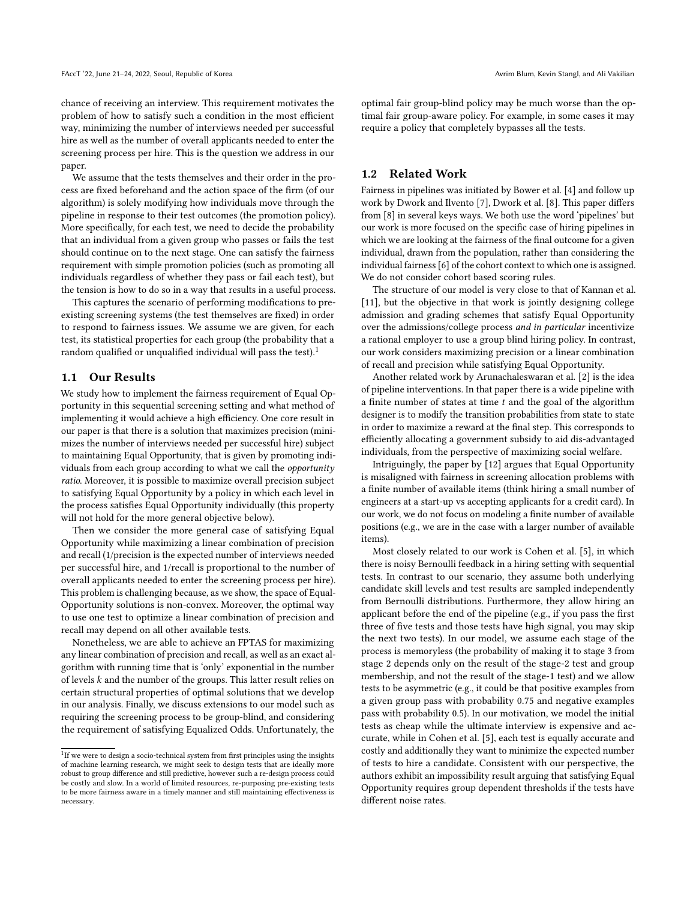chance of receiving an interview. This requirement motivates the problem of how to satisfy such a condition in the most efficient way, minimizing the number of interviews needed per successful hire as well as the number of overall applicants needed to enter the screening process per hire. This is the question we address in our paper.

We assume that the tests themselves and their order in the process are fixed beforehand and the action space of the firm (of our algorithm) is solely modifying how individuals move through the pipeline in response to their test outcomes (the promotion policy). More specifically, for each test, we need to decide the probability that an individual from a given group who passes or fails the test should continue on to the next stage. One can satisfy the fairness requirement with simple promotion policies (such as promoting all individuals regardless of whether they pass or fail each test), but the tension is how to do so in a way that results in a useful process.

This captures the scenario of performing modifications to pre-existing screening systems (the test themselves are fixed) in order to respond to fairness issues. We assume we are given, for each test, its statistical properties for each group (the probability that a random qualified or unqualified individual will pass the test).[1]

## 1.1 Our Results

We study how to implement the fairness requirement of Equal Opportunity in this sequential screening setting and what method of implementing it would achieve a high efficiency. One core result in our paper is that there is a solution that maximizes precision (minimizes the number of interviews needed per successful hire) subject to maintaining Equal Opportunity, that is given by promoting individuals from each group according to what we call the *opportunity ratio*. Moreover, it is possible to maximize overall precision subject to satisfying Equal Opportunity by a policy in which each level in the process satisfies Equal Opportunity individually (this property will not hold for the more general objective below).

Then we consider the more general case of satisfying Equal Opportunity while maximizing a linear combination of precision and recall (1/precision is the expected number of interviews needed per successful hire, and 1/recall is proportional to the number of overall applicants needed to enter the screening process per hire). This problem is challenging because, as we show, the space of Equal-Opportunity solutions is non-convex. Moreover, the optimal way to use one test to optimize a linear combination of precision and recall may depend on all other available tests.

Nonetheless, we are able to achieve an FPTAS for maximizing any linear combination of precision and recall, as well as an exact algorithm with running time that is 'only' exponential in the number of levels $k$ and the number of the groups. This latter result relies on certain structural properties of optimal solutions that we develop in our analysis. Finally, we discuss extensions to our model such as requiring the screening process to be group-blind, and considering the requirement of satisfying Equalized Odds. Unfortunately, the optimal fair group-blind policy may be much worse than the optimal fair group-aware policy. For example, in some cases it may require a policy that completely bypasses all the tests.

## 1.2 Related Work

Fairness in pipelines was initiated by Bower et al. [4] and follow up work by Dwork and Ilvento [7], Dwork et al. [8]. This paper differs from [8] in several keys ways. We both use the word 'pipelines' but our work is more focused on the specific case of hiring pipelines in which we are looking at the fairness of the final outcome for a given individual, drawn from the population, rather than considering the individual fairness [6] of the cohort context to which one is assigned. We do not consider cohort based scoring rules.

The structure of our model is very close to that of Kannan et al. [11], but the objective in that work is jointly designing college admission and grading schemes that satisfy Equal Opportunity over the admissions/college process *and in particular* incentivize a rational employer to use a group blind hiring policy. In contrast, our work considers maximizing precision or a linear combination of recall and precision while satisfying Equal Opportunity.

Another related work by Arunachaleswaran et al. [2] is the idea of pipeline interventions. In that paper there is a wide pipeline with a finite number of states at time $t$ and the goal of the algorithm designer is to modify the transition probabilities from state to state in order to maximize a reward at the final step. This corresponds to efficiently allocating a government subsidy to aid dis-advantaged individuals, from the perspective of maximizing social welfare.

Intriguingly, the paper by [12] argues that Equal Opportunity is misaligned with fairness in screening allocation problems with a finite number of available items (think hiring a small number of engineers at a start-up vs accepting applicants for a credit card). In our work, we do not focus on modeling a finite number of available positions (e.g., we are in the case with a larger number of available items).

Most closely related to our work is Cohen et al. [5], in which there is noisy Bernoulli feedback in a hiring setting with sequential tests. In contrast to our scenario, they assume both underlying candidate skill levels and test results are sampled independently from Bernoulli distributions. Furthermore, they allow hiring an applicant before the end of the pipeline (e.g., if you pass the first three of five tests and those tests have high signal, you may skip the next two tests). In our model, we assume each stage of the process is memoryless (the probability of making it to stage 3 from stage 2 depends only on the result of the stage-2 test and group membership, and not the result of the stage-1 test) and we allow tests to be asymmetric (e.g., it could be that positive examples from a given group pass with probability 0.75 and negative examples pass with probability 0.5). In our motivation, we model the initial tests as cheap while the ultimate interview is expensive and accurate, while in Cohen et al. [5], each test is equally accurate and costly and additionally they want to minimize the expected number of tests to hire a candidate. Consistent with our perspective, the authors exhibit an impossibility result arguing that satisfying Equal Opportunity requires group dependent thresholds if the tests have different noise rates.

[1] If we were to design a socio-technical system from first principles using the insights of machine learning research, we might seek to design tests that are ideally more robust to group difference and still predictive, however such a re-design process could be costly and slow. In a world of limited resources, re-purposing pre-existing tests to be more fairness aware in a timely manner and still maintaining effectiveness is necessary.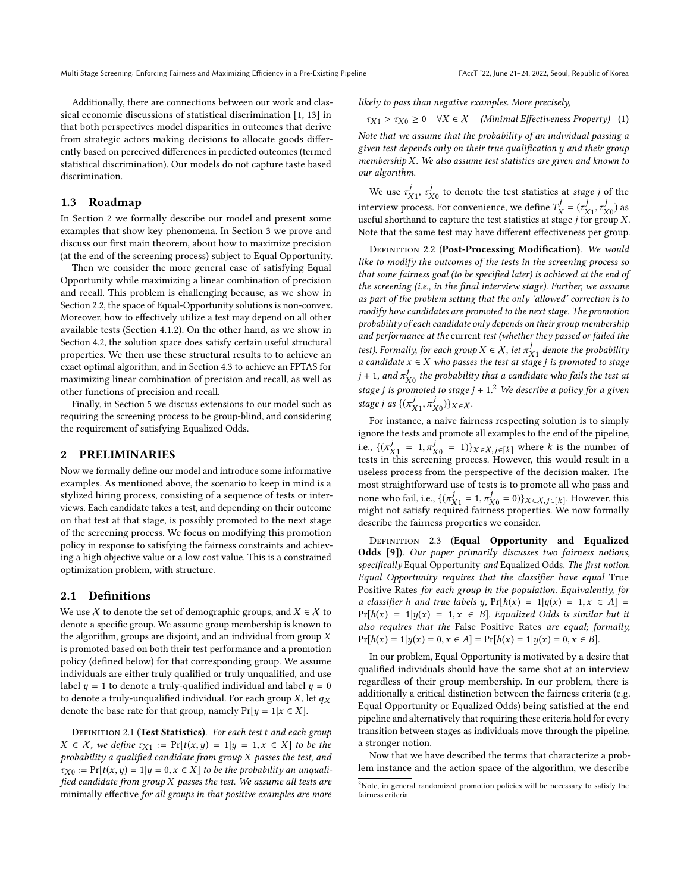Additionally, there are connections between our work and classical economic discussions of statistical discrimination [1, 13] in that both perspectives model disparities in outcomes that derive from strategic actors making decisions to allocate goods differently based on perceived differences in predicted outcomes (termed statistical discrimination). Our models do not capture taste based discrimination.

### 1.3 Roadmap

In Section 2 we formally describe our model and present some examples that show key phenomena. In Section 3 we prove and discuss our first main theorem, about how to maximize precision (at the end of the screening process) subject to Equal Opportunity.

Then we consider the more general case of satisfying Equal Opportunity while maximizing a linear combination of precision and recall. This problem is challenging because, as we show in Section 2.2, the space of Equal-Opportunity solutions is non-convex. Moreover, how to effectively utilize a test may depend on all other available tests (Section 4.1.2). On the other hand, as we show in Section 4.2, the solution space does satisfy certain useful structural properties. We then use these structural results to to achieve an exact optimal algorithm, and in Section 4.3 to achieve an FPTAS for maximizing linear combination of precision and recall, as well as other functions of precision and recall.

Finally, in Section 5 we discuss extensions to our model such as requiring the screening process to be group-blind, and considering the requirement of satisfying Equalized Odds.

## 2 PRELIMINARIES

Now we formally define our model and introduce some informative examples. As mentioned above, the scenario to keep in mind is a stylized hiring process, consisting of a sequence of tests or interviews. Each candidate takes a test, and depending on their outcome on that test at that stage, is possibly promoted to the next stage of the screening process. We focus on modifying this promotion policy in response to satisfying the fairness constraints and achieving a high objective value or a low cost value. This is a constrained optimization problem, with structure.

### 2.1 Definitions

We use $\mathcal{X}$ to denote the set of demographic groups, and $X \in \mathcal{X}$ to denote a specific group. We assume group membership is known to the algorithm, groups are disjoint, and an individual from group $X$ is promoted based on both their test performance and a promotion policy (defined below) for that corresponding group. We assume individuals are either truly qualified or truly unqualified, and use label $y = 1$ to denote a truly-qualified individual and label $y = 0$ to denote a truly-unqualified individual. For each group $X$, let $q_X$ denote the base rate for that group, namely $\Pr[y = 1 | x \in X]$.

Definition 2.1 (**Test Statistics**). *For each test $t$ and each group $X \in \mathcal{X}$, we define $\tau_{X1} := \Pr[t(x, y) = 1 | y = 1, x \in X]$ to be the probability a qualified candidate from group $X$ passes the test, and $\tau_{X0} := \Pr[t(x, y) = 1 | y = 0, x \in X]$ to be the probability an unqualified candidate from group $X$ passes the test. We assume all tests are minimally effective for all groups in that positive examples are more likely to pass than negative examples. More precisely,*

$$\tau_{X1} > \tau_{X0} \geq 0 \quad \forall X \in \mathcal{X} \quad \textit{(Minimal Effectiveness Property)} \quad (1)$$

*Note that we assume that the probability of an individual passing a given test depends only on their true qualification $y$ and their group membership $X$. We also assume test statistics are given and known to our algorithm.*

We use $\tau^j_{X1}, \tau^j_{X0}$ to denote the test statistics at *stage* $j$ of the interview process. For convenience, we define $T^j_X = (\tau^j_{X1}, \tau^j_{X0})$ as useful shorthand to capture the test statistics at stage $j$ for group $X$. Note that the same test may have different effectiveness per group.

Definition 2.2 (**Post-Processing Modification**). *We would like to modify the outcomes of the tests in the screening process so that some fairness goal (to be specified later) is achieved at the end of the screening (i.e., in the final interview stage). Further, we assume as part of the problem setting that the only 'allowed' correction is to modify how candidates are promoted to the next stage. The promotion probability of each candidate only depends on their group membership and performance at the* current *test (whether they passed or failed the test). Formally, for each group $X \in \mathcal{X}$, let $\pi^j_{X1}$ denote the probability a candidate $x \in X$ who passes the test at stage $j$ is promoted to stage $j+1$, and $\pi^j_{X0}$ the probability that a candidate who fails the test at stage $j$ is promoted to stage $j+1$.*[2] *We describe a policy for a given stage $j$ as $\{(\pi^j_{X1}, \pi^j_{X0})\}_{X \in \mathcal{X}}$.*

For instance, a naive fairness respecting solution is to simply ignore the tests and promote all examples to the end of the pipeline, i.e., $\{(\pi^j_{X1} = 1, \pi^j_{X0} = 1)\}_{X \in \mathcal{X}, j \in [k]}$ where $k$ is the number of tests in this screening process. However, this would result in a useless process from the perspective of the decision maker. The most straightforward use of tests is to promote all who pass and none who fail, i.e., $\{(\pi^j_{X1} = 1, \pi^j_{X0} = 0)\}_{X \in \mathcal{X}, j \in [k]}$. However, this might not satisfy required fairness properties. We now formally describe the fairness properties we consider.

Definition 2.3 (**Equal Opportunity and Equalized Odds [9]**). *Our paper primarily discusses two fairness notions, specifically* Equal Opportunity *and* Equalized Odds. *The first notion, Equal Opportunity requires that the classifier have equal* True Positive Rates *for each group in the population. Equivalently, for a classifier $h$ and true labels $y$, $\Pr[h(x) = 1 | y(x) = 1, x \in A] = \Pr[h(x) = 1 | y(x) = 1, x \in B]$. Equalized Odds is similar but it also requires that the* False Positive Rates *are equal; formally, $\Pr[h(x) = 1 | y(x) = 0, x \in A] = \Pr[h(x) = 1 | y(x) = 0, x \in B]$.*

In our problem, Equal Opportunity is motivated by a desire that qualified individuals should have the same shot at an interview regardless of their group membership. In our problem, there is additionally a critical distinction between the fairness criteria (e.g. Equal Opportunity or Equalized Odds) being satisfied at the end pipeline and alternatively that requiring these criteria hold for every transition between stages as individuals move through the pipeline, a stronger notion.

Now that we have described the terms that characterize a problem instance and the action space of the algorithm, we describe

[2] Note, in general randomized promotion policies will be necessary to satisfy the fairness criteria.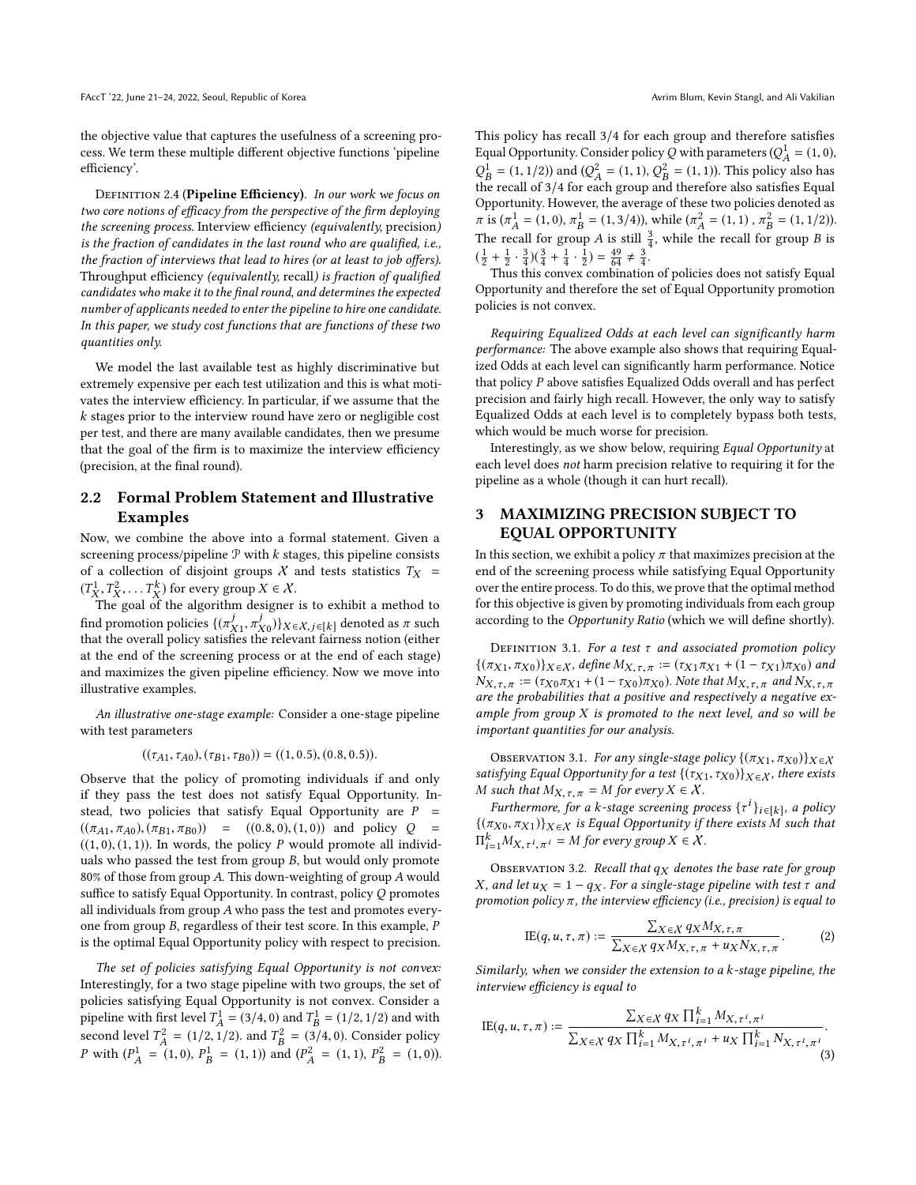the objective value that captures the usefulness of a screening process. We term these multiple different objective functions 'pipeline efficiency'.

Definition 2.4 (**Pipeline Efficiency**). *In our work we focus on two core notions of efficacy from the perspective of the firm deploying the screening process.* Interview efficiency *(equivalently,* precision*) is the fraction of candidates in the last round who are qualified, i.e., the fraction of interviews that lead to hires (or at least to job offers).* Throughput efficiency *(equivalently,* recall*) is fraction of qualified candidates who make it to the final round, and determines the expected number of applicants needed to enter the pipeline to hire one candidate. In this paper, we study cost functions that are functions of these two quantities only.*

We model the last available test as highly discriminative but extremely expensive per each test utilization and this is what motivates the interview efficiency. In particular, if we assume that the $k$ stages prior to the interview round have zero or negligible cost per test, and there are many available candidates, then we presume that the goal of the firm is to maximize the interview efficiency (precision, at the final round).

## 2.2 Formal Problem Statement and Illustrative Examples

Now, we combine the above into a formal statement. Given a screening process/pipeline $\mathcal{P}$ with $k$ stages, this pipeline consists of a collection of disjoint groups $\mathcal{X}$ and tests statistics $T_X = (T_X^1, T_X^2, \ldots T_X^k)$ for every group $X \in \mathcal{X}$.

The goal of the algorithm designer is to exhibit a method to find promotion policies $\{(\pi_{X1}^j, \pi_{X0}^j)\}_{X\in\mathcal{X}, j\in[k]}$ denoted as $\pi$ such that the overall policy satisfies the relevant fairness notion (either at the end of the screening process or at the end of each stage) and maximizes the given pipeline efficiency. Now we move into illustrative examples.

*An illustrative one-stage example:* Consider a one-stage pipeline with test parameters

$$((\tau_{A1}, \tau_{A0}), (\tau_{B1}, \tau_{B0})) = ((1, 0.5), (0.8, 0.5)).$$

Observe that the policy of promoting individuals if and only if they pass the test does not satisfy Equal Opportunity. Instead, two policies that satisfy Equal Opportunity are $P = ((\pi_{A1}, \pi_{A0}), (\pi_{B1}, \pi_{B0})) = ((0.8, 0), (1, 0))$ and policy $Q = ((1, 0), (1, 1))$. In words, the policy $P$ would promote all individuals who passed the test from group $B$, but would only promote 80% of those from group $A$. This down-weighting of group $A$ would suffice to satisfy Equal Opportunity. In contrast, policy $Q$ promotes all individuals from group $A$ who pass the test and promotes everyone from group $B$, regardless of their test score. In this example, $P$ is the optimal Equal Opportunity policy with respect to precision.

*The set of policies satisfying Equal Opportunity is not convex:* Interestingly, for a two stage pipeline with two groups, the set of policies satisfying Equal Opportunity is not convex. Consider a pipeline with first level $T_A^1 = (3/4, 0)$ and $T_B^1 = (1/2, 1/2)$ and with second level $T_A^2 = (1/2, 1/2)$. and $T_B^2 = (3/4, 0)$. Consider policy $P$ with $(P_A^1 = (1, 0), P_B^1 = (1, 1))$ and $(P_A^2 = (1, 1), P_B^2 = (1, 0))$. This policy has recall $3/4$ for each group and therefore satisfies Equal Opportunity. Consider policy $Q$ with parameters $(Q_A^1 = (1, 0), Q_B^1 = (1, 1/2))$ and $(Q_A^2 = (1, 1), Q_B^2 = (1, 1))$. This policy also has the recall of $3/4$ for each group and therefore also satisfies Equal Opportunity. However, the average of these two policies denoted as $\pi$ is $(\pi_A^1 = (1, 0), \pi_B^1 = (1, 3/4))$, while $(\pi_A^2 = (1, 1), \pi_B^2 = (1, 1/2))$. The recall for group $A$ is still $\frac{3}{4}$, while the recall for group $B$ is $(\frac{1}{2} + \frac{1}{2} \cdot \frac{3}{4})(\frac{3}{4} + \frac{1}{4} \cdot \frac{1}{2}) = \frac{49}{64} \neq \frac{3}{4}$.

Thus this convex combination of policies does not satisfy Equal Opportunity and therefore the set of Equal Opportunity promotion policies is not convex.

*Requiring Equalized Odds at each level can significantly harm performance:* The above example also shows that requiring Equalized Odds at each level can significantly harm performance. Notice that policy $P$ above satisfies Equalized Odds overall and has perfect precision and fairly high recall. However, the only way to satisfy Equalized Odds at each level is to completely bypass both tests, which would be much worse for precision.

Interestingly, as we show below, requiring *Equal Opportunity* at each level does *not* harm precision relative to requiring it for the pipeline as a whole (though it can hurt recall).

# 3 MAXIMIZING PRECISION SUBJECT TO EQUAL OPPORTUNITY

In this section, we exhibit a policy $\pi$ that maximizes precision at the end of the screening process while satisfying Equal Opportunity over the entire process. To do this, we prove that the optimal method for this objective is given by promoting individuals from each group according to the *Opportunity Ratio* (which we will define shortly).

Definition 3.1. *For a test $\tau$ and associated promotion policy $\{(\pi_{X1}, \pi_{X0})\}_{X\in\mathcal{X}}$, define $M_{X,\tau,\pi} := (\tau_{X1}\pi_{X1} + (1-\tau_{X1})\pi_{X0})$ and $N_{X,\tau,\pi} := (\tau_{X0}\pi_{X1} + (1-\tau_{X0})\pi_{X0})$. Note that $M_{X,\tau,\pi}$ and $N_{X,\tau,\pi}$ are the probabilities that a positive and respectively a negative example from group $X$ is promoted to the next level, and so will be important quantities for our analysis.*

Observation 3.1. *For any single-stage policy $\{(\pi_{X1}, \pi_{X0})\}_{X\in\mathcal{X}}$ satisfying Equal Opportunity for a test $\{(\tau_{X1}, \tau_{X0})\}_{X\in\mathcal{X}}$, there exists $M$ such that $M_{X,\tau,\pi} = M$ for every $X \in \mathcal{X}$.*

*Furthermore, for a $k$-stage screening process $\{\tau^i\}_{i\in[k]}$, a policy $\{(\pi_{X0}, \pi_{X1})\}_{X\in\mathcal{X}}$ is Equal Opportunity if there exists $M$ such that $\Pi_{i=1}^k M_{X,\tau^i,\pi^i} = M$ for every group $X \in \mathcal{X}$.*

Observation 3.2. *Recall that $q_X$ denotes the base rate for group $X$, and let $u_X = 1 - q_X$. For a single-stage pipeline with test $\tau$ and promotion policy $\pi$, the interview efficiency (i.e., precision) is equal to*

$$\mathrm{IE}(q, u, \tau, \pi) := \frac{\sum_{X\in\mathcal{X}} q_X M_{X,\tau,\pi}}{\sum_{X\in\mathcal{X}} q_X M_{X,\tau,\pi} + u_X N_{X,\tau,\pi}}. \quad (2)$$

*Similarly, when we consider the extension to a $k$-stage pipeline, the interview efficiency is equal to*

$$\mathrm{IE}(q, u, \tau, \pi) := \frac{\sum_{X\in\mathcal{X}} q_X \prod_{i=1}^k M_{X,\tau^i,\pi^i}}{\sum_{X\in\mathcal{X}} q_X \prod_{i=1}^k M_{X,\tau^i,\pi^i} + u_X \prod_{i=1}^k N_{X,\tau^i,\pi^i}}. \quad (3)$$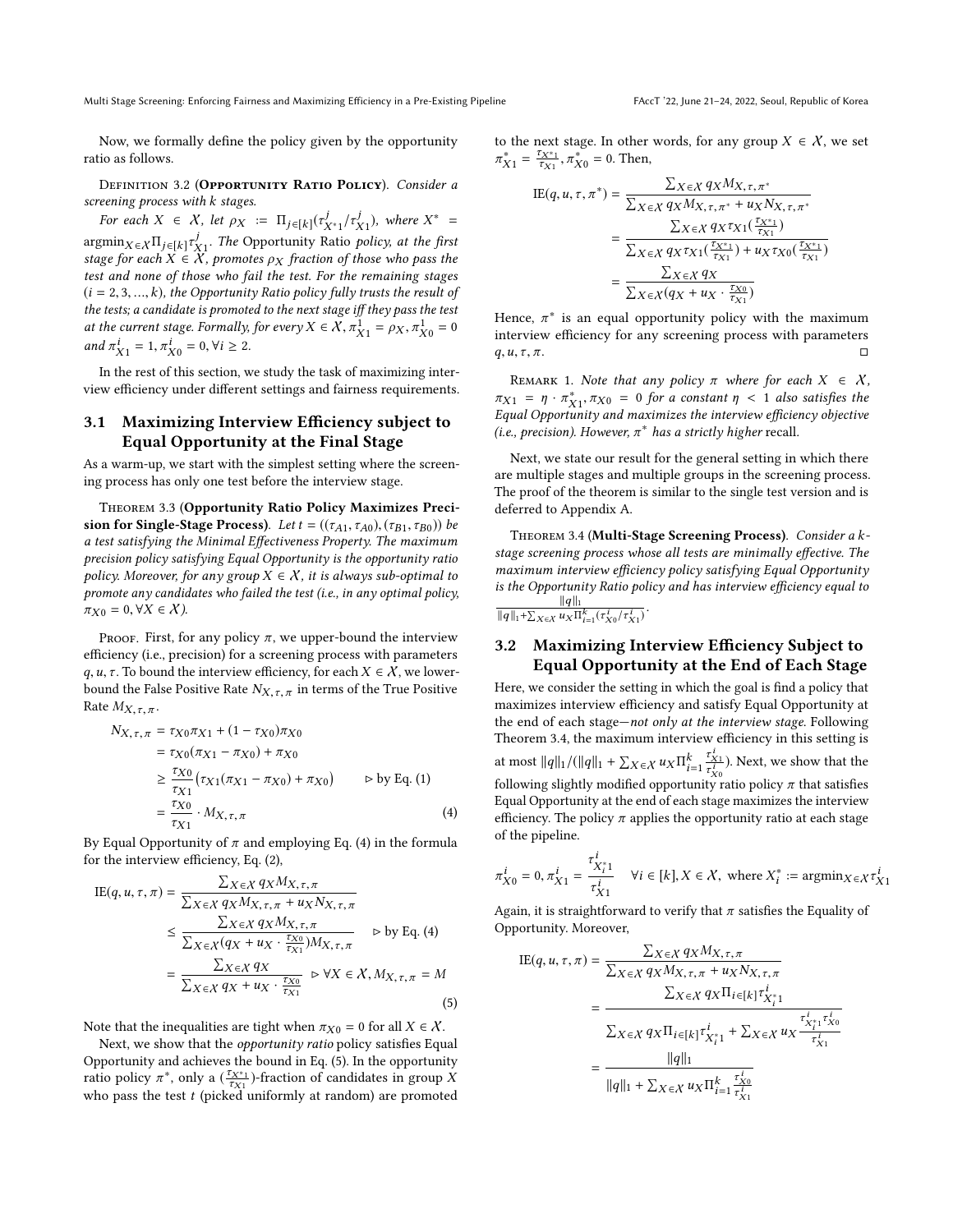Now, we formally define the policy given by the opportunity ratio as follows.

Definition 3.2 (**Opportunity Ratio Policy**). *Consider a screening process with $k$ stages.*

*For each $X \in \mathcal{X}$, let $\rho_X := \Pi_{j\in[k]}(\tau^j_{X^*1}/\tau^j_{X1})$, where $X^* = \text{argmin}_{X\in\mathcal{X}}\Pi_{j\in[k]}\tau^j_{X1}$. The* Opportunity Ratio *policy, at the first stage for each $X \in \mathcal{X}$, promotes $\rho_X$ fraction of those who pass the test and none of those who fail the test. For the remaining stages ($i = 2, 3, ..., k$), the Opportunity Ratio policy fully trusts the result of the tests; a candidate is promoted to the next stage iff they pass the test at the current stage. Formally, for every $X \in \mathcal{X}$, $\pi^1_{X1} = \rho_X$, $\pi^1_{X0} = 0$ and $\pi^i_{X1} = 1$, $\pi^i_{X0} = 0, \forall i \geq 2$.*

In the rest of this section, we study the task of maximizing interview efficiency under different settings and fairness requirements.

## 3.1 Maximizing Interview Efficiency subject to Equal Opportunity at the Final Stage

As a warm-up, we start with the simplest setting where the screening process has only one test before the interview stage.

Theorem 3.3 (**Opportunity Ratio Policy Maximizes Precision for Single-Stage Process**). *Let $t = ((\tau_{A1}, \tau_{A0}), (\tau_{B1}, \tau_{B0}))$ be a test satisfying the Minimal Effectiveness Property. The maximum precision policy satisfying Equal Opportunity is the opportunity ratio policy. Moreover, for any group $X \in \mathcal{X}$, it is always sub-optimal to promote any candidates who failed the test (i.e., in any optimal policy, $\pi_{X0} = 0, \forall X \in \mathcal{X}$).*

Proof. First, for any policy $\pi$, we upper-bound the interview efficiency (i.e., precision) for a screening process with parameters $q, u, \tau$. To bound the interview efficiency, for each $X \in \mathcal{X}$, we lower-bound the False Positive Rate $N_{X,\tau,\pi}$ in terms of the True Positive Rate $M_{X,\tau,\pi}$.

$$
\begin{aligned}
N_{X,\tau,\pi} &= \tau_{X0}\pi_{X1} + (1-\tau_{X0})\pi_{X0} \\
&= \tau_{X0}(\pi_{X1} - \pi_{X0}) + \pi_{X0} \\
&\geq \frac{\tau_{X0}}{\tau_{X1}}\big(\tau_{X1}(\pi_{X1} - \pi_{X0}) + \pi_{X0}\big) \qquad \triangleright \text{ by Eq. (1)} \\
&= \frac{\tau_{X0}}{\tau_{X1}} \cdot M_{X,\tau,\pi} \qquad (4)
\end{aligned}
$$

By Equal Opportunity of $\pi$ and employing Eq. (4) in the formula for the interview efficiency, Eq. (2),

$$
\begin{aligned}
\text{IE}(q, u, \tau, \pi) &= \frac{\sum_{X\in\mathcal{X}} q_X M_{X,\tau,\pi}}{\sum_{X\in\mathcal{X}} q_X M_{X,\tau,\pi} + u_X N_{X,\tau,\pi}} \\
&\leq \frac{\sum_{X\in\mathcal{X}} q_X M_{X,\tau,\pi}}{\sum_{X\in\mathcal{X}}(q_X + u_X \cdot \frac{\tau_{X0}}{\tau_{X1}})M_{X,\tau,\pi}} \qquad \triangleright \text{ by Eq. (4)} \\
&= \frac{\sum_{X\in\mathcal{X}} q_X}{\sum_{X\in\mathcal{X}} q_X + u_X \cdot \frac{\tau_{X0}}{\tau_{X1}}} \qquad \triangleright \forall X \in \mathcal{X}, M_{X,\tau,\pi} = M \qquad (5)
\end{aligned}
$$

Note that the inequalities are tight when $\pi_{X0} = 0$ for all $X \in \mathcal{X}$.

Next, we show that the *opportunity ratio* policy satisfies Equal Opportunity and achieves the bound in Eq. (5). In the opportunity ratio policy $\pi^*$, only a $(\frac{\tau_{X^*1}}{\tau_{X1}})$-fraction of candidates in group $X$ who pass the test $t$ (picked uniformly at random) are promoted to the next stage. In other words, for any group $X \in \mathcal{X}$, we set $\pi^*_{X1} = \frac{\tau_{X^*1}}{\tau_{X1}}, \pi^*_{X0} = 0$. Then,

$$
\begin{aligned}
\text{IE}(q, u, \tau, \pi^*) &= \frac{\sum_{X\in\mathcal{X}} q_X M_{X,\tau,\pi^*}}{\sum_{X\in\mathcal{X}} q_X M_{X,\tau,\pi^*} + u_X N_{X,\tau,\pi^*}} \\
&= \frac{\sum_{X\in\mathcal{X}} q_X \tau_{X1}(\frac{\tau_{X^*1}}{\tau_{X1}})}{\sum_{X\in\mathcal{X}} q_X \tau_{X1}(\frac{\tau_{X^*1}}{\tau_{X1}}) + u_X \tau_{X0}(\frac{\tau_{X^*1}}{\tau_{X1}})} \\
&= \frac{\sum_{X\in\mathcal{X}} q_X}{\sum_{X\in\mathcal{X}}(q_X + u_X \cdot \frac{\tau_{X0}}{\tau_{X1}})}
\end{aligned}
$$

Hence, $\pi^*$ is an equal opportunity policy with the maximum interview efficiency for any screening process with parameters $q, u, \tau, \pi$. $\square$

Remark 1. *Note that any policy $\pi$ where for each $X \in \mathcal{X}$, $\pi_{X1} = \eta \cdot \pi^*_{X1}, \pi_{X0} = 0$ for a constant $\eta < 1$ also satisfies the Equal Opportunity and maximizes the interview efficiency objective (i.e., precision). However, $\pi^*$ has a strictly higher recall.*

Next, we state our result for the general setting in which there are multiple stages and multiple groups in the screening process. The proof of the theorem is similar to the single test version and is deferred to Appendix A.

Theorem 3.4 (**Multi-Stage Screening Process**). *Consider a $k$-stage screening process whose all tests are minimally effective. The maximum interview efficiency policy satisfying Equal Opportunity is the Opportunity Ratio policy and has interview efficiency equal to $\frac{\|q\|_1}{\|q\|_1 + \sum_{X\in\mathcal{X}} u_X \Pi^k_{i=1}(\tau^i_{X0}/\tau^i_{X1})}$.*

## 3.2 Maximizing Interview Efficiency Subject to Equal Opportunity at the End of Each Stage

Here, we consider the setting in which the goal is find a policy that maximizes interview efficiency and satisfy Equal Opportunity at the end of each stage—*not only at the interview stage*. Following Theorem 3.4, the maximum interview efficiency in this setting is at most $\|q\|_1/(\|q\|_1 + \sum_{X\in\mathcal{X}} u_X \Pi^k_{i=1}\frac{\tau^i_{X1}}{\tau^i_{X0}})$. Next, we show that the following slightly modified opportunity ratio policy $\pi$ that satisfies Equal Opportunity at the end of each stage maximizes the interview efficiency. The policy $\pi$ applies the opportunity ratio at each stage of the pipeline.

$$
\pi^i_{X0} = 0, \pi^i_{X1} = \frac{\tau^i_{X^*_i 1}}{\tau^i_{X1}} \quad \forall i \in [k], X \in \mathcal{X}, \text{ where } X^*_i := \text{argmin}_{X\in\mathcal{X}}\tau^i_{X1}
$$

Again, it is straightforward to verify that $\pi$ satisfies the Equality of Opportunity. Moreover,

$$
\begin{aligned}
\text{IE}(q, u, \tau, \pi) &= \frac{\sum_{X\in\mathcal{X}} q_X M_{X,\tau,\pi}}{\sum_{X\in\mathcal{X}} q_X M_{X,\tau,\pi} + u_X N_{X,\tau,\pi}} \\
&= \frac{\sum_{X\in\mathcal{X}} q_X \Pi_{i\in[k]}\tau^i_{X^*_i 1}}{\sum_{X\in\mathcal{X}} q_X \Pi_{i\in[k]}\tau^i_{X^*_i 1} + \sum_{X\in\mathcal{X}} u_X \frac{\tau^i_{X^*_i 1}\tau^i_{X0}}{\tau^i_{X1}}} \\
&= \frac{\|q\|_1}{\|q\|_1 + \sum_{X\in\mathcal{X}} u_X \Pi^k_{i=1}\frac{\tau^i_{X0}}{\tau^i_{X1}}}
\end{aligned}
$$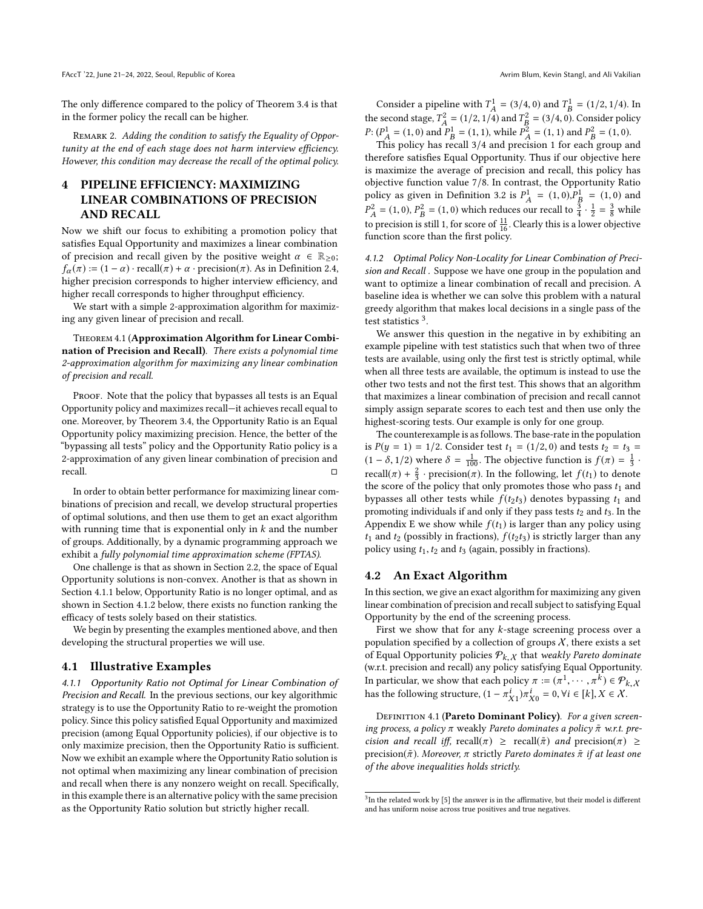The only difference compared to the policy of Theorem 3.4 is that in the former policy the recall can be higher.

Remark 2. *Adding the condition to satisfy the Equality of Opportunity at the end of each stage does not harm interview efficiency. However, this condition may decrease the recall of the optimal policy.*

# 4 PIPELINE EFFICIENCY: MAXIMIZING LINEAR COMBINATIONS OF PRECISION AND RECALL

Now we shift our focus to exhibiting a promotion policy that satisfies Equal Opportunity and maximizes a linear combination of precision and recall given by the positive weight $\alpha \in \mathbb{R}_{\geq 0}$; $f_\alpha(\pi) := (1-\alpha)\cdot \text{recall}(\pi) + \alpha \cdot \text{precision}(\pi)$. As in Definition 2.4, higher precision corresponds to higher interview efficiency, and higher recall corresponds to higher throughput efficiency.

We start with a simple 2-approximation algorithm for maximizing any given linear of precision and recall.

**Theorem 4.1 (Approximation Algorithm for Linear Combination of Precision and Recall).** *There exists a polynomial time 2-approximation algorithm for maximizing any linear combination of precision and recall.*

Proof. Note that the policy that bypasses all tests is an Equal Opportunity policy and maximizes recall—it achieves recall equal to one. Moreover, by Theorem 3.4, the Opportunity Ratio is an Equal Opportunity policy maximizing precision. Hence, the better of the "bypassing all tests" policy and the Opportunity Ratio policy is a 2-approximation of any given linear combination of precision and recall. □

In order to obtain better performance for maximizing linear combinations of precision and recall, we develop structural properties of optimal solutions, and then use them to get an exact algorithm with running time that is exponential only in $k$ and the number of groups. Additionally, by a dynamic programming approach we exhibit a *fully polynomial time approximation scheme (FPTAS)*.

One challenge is that as shown in Section 2.2, the space of Equal Opportunity solutions is non-convex. Another is that as shown in Section 4.1.1 below, Opportunity Ratio is no longer optimal, and as shown in Section 4.1.2 below, there exists no function ranking the efficacy of tests solely based on their statistics.

We begin by presenting the examples mentioned above, and then developing the structural properties we will use.

## 4.1 Illustrative Examples

*4.1.1 Opportunity Ratio not Optimal for Linear Combination of Precision and Recall.* In the previous sections, our key algorithmic strategy is to use the Opportunity Ratio to re-weight the promotion policy. Since this policy satisfied Equal Opportunity and maximized precision (among Equal Opportunity policies), if our objective is to only maximize precision, then the Opportunity Ratio is sufficient. Now we exhibit an example where the Opportunity Ratio solution is not optimal when maximizing any linear combination of precision and recall when there is any nonzero weight on recall. Specifically, in this example there is an alternative policy with the same precision as the Opportunity Ratio solution but strictly higher recall.

Consider a pipeline with $T_A^1 = (3/4, 0)$ and $T_B^1 = (1/2, 1/4)$. In the second stage, $T_A^2 = (1/2, 1/4)$ and $T_B^2 = (3/4, 0)$. Consider policy $P$: ($P_A^1 = (1, 0)$ and $P_B^1 = (1, 1)$, while $P_A^2 = (1, 1)$ and $P_B^2 = (1, 0)$.

This policy has recall 3/4 and precision 1 for each group and therefore satisfies Equal Opportunity. Thus if our objective here is maximize the average of precision and recall, this policy has objective function value 7/8. In contrast, the Opportunity Ratio policy as given in Definition 3.2 is $P_A^1 = (1, 0)$,$P_B^1 = (1, 0)$ and $P_A^2 = (1, 0)$, $P_B^2 = (1, 0)$ which reduces our recall to $\frac{3}{4} \cdot \frac{1}{2} = \frac{3}{8}$ while to precision is still 1, for score of $\frac{11}{16}$. Clearly this is a lower objective function score than the first policy.

*4.1.2 Optimal Policy Non-Locality for Linear Combination of Precision and Recall .* Suppose we have one group in the population and want to optimize a linear combination of recall and precision. A baseline idea is whether we can solve this problem with a natural greedy algorithm that makes local decisions in a single pass of the test statistics [3].

We answer this question in the negative in by exhibiting an example pipeline with test statistics such that when two of three tests are available, using only the first test is strictly optimal, while when all three tests are available, the optimum is instead to use the other two tests and not the first test. This shows that an algorithm that maximizes a linear combination of precision and recall cannot simply assign separate scores to each test and then use only the highest-scoring tests. Our example is only for one group.

The counterexample is as follows. The base-rate in the population is $P(y = 1) = 1/2$. Consider test $t_1 = (1/2, 0)$ and tests $t_2 = t_3 = (1 - \delta, 1/2)$ where $\delta = \frac{1}{100}$. The objective function is $f(\pi) = \frac{1}{3} \cdot \text{recall}(\pi) + \frac{2}{3} \cdot \text{precision}(\pi)$. In the following, let $f(t_1)$ to denote the score of the policy that only promotes those who pass $t_1$ and bypasses all other tests while $f(t_2t_3)$ denotes bypassing $t_1$ and promoting individuals if and only if they pass tests $t_2$ and $t_3$. In the Appendix E we show while $f(t_1)$ is larger than any policy using $t_1$ and $t_2$ (possibly in fractions), $f(t_2t_3)$ is strictly larger than any policy using $t_1$, $t_2$ and $t_3$ (again, possibly in fractions).

## 4.2 An Exact Algorithm

In this section, we give an exact algorithm for maximizing any given linear combination of precision and recall subject to satisfying Equal Opportunity by the end of the screening process.

First we show that for any $k$-stage screening process over a population specified by a collection of groups $\mathcal{X}$, there exists a set of Equal Opportunity policies $\mathcal{P}_{k,\mathcal{X}}$ that *weakly Pareto dominate* (w.r.t. precision and recall) any policy satisfying Equal Opportunity. In particular, we show that each policy $\pi := (\pi^1, \cdots, \pi^k) \in \mathcal{P}_{k,\mathcal{X}}$ has the following structure, $(1 - \pi^i_{X1})\pi^i_{X0} = 0, \forall i \in [k], X \in \mathcal{X}$.

**Definition 4.1 (Pareto Dominant Policy).** *For a given screening process, a policy $\pi$ weakly Pareto dominates a policy $\tilde{\pi}$ w.r.t. precision and recall iff,* $\text{recall}(\pi) \geq \text{recall}(\tilde{\pi})$ *and* $\text{precision}(\pi) \geq \text{precision}(\tilde{\pi})$. *Moreover, $\pi$ strictly Pareto dominates $\tilde{\pi}$ if at least one of the above inequalities holds strictly.*

[3] In the related work by [5] the answer is in the affirmative, but their model is different and has uniform noise across true positives and true negatives.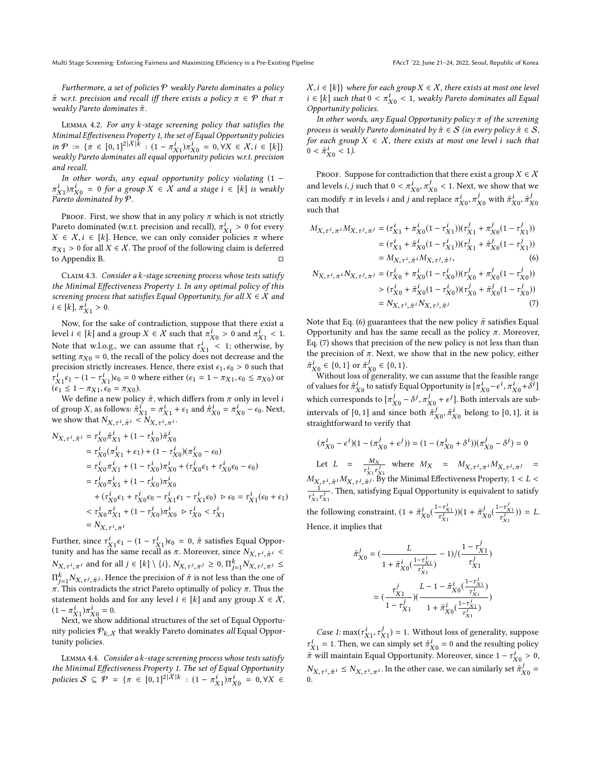*Furthermore, a set of policies $\mathcal{P}$ weakly Pareto dominates a policy $\tilde{\pi}$ w.r.t. precision and recall iff there exists a policy $\pi \in \mathcal{P}$ that $\pi$ weakly Pareto dominates $\tilde{\pi}$.*

Lemma 4.2. *For any $k$-stage screening policy that satisfies the Minimal Effectiveness Property 1, the set of Equal Opportunity policies in $\mathcal{P} := \{\pi \in [0,1]^{2|\mathcal{X}|k} : (1 - \pi^i_{X1})\pi^i_{X0} = 0, \forall X \in \mathcal{X}, i \in [k]\}$ weakly Pareto dominates all equal opportunity policies w.r.t. precision and recall.*

*In other words, any equal opportunity policy violating $(1 - \pi^i_{X1})\pi^i_{X0} = 0$ for a group $X \in \mathcal{X}$ and a stage $i \in [k]$ is weakly Pareto dominated by $\mathcal{P}$.*

Proof. First, we show that in any policy $\pi$ which is not strictly Pareto dominated (w.r.t. precision and recall), $\pi^i_{X1} > 0$ for every $X \in \mathcal{X}, i \in [k]$. Hence, we can only consider policies $\pi$ where $\pi_{X1} > 0$ for all $X \in \mathcal{X}$. The proof of the following claim is deferred to Appendix B. ◻

Claim 4.3. *Consider a $k$-stage screening process whose tests satisfy the Minimal Effectiveness Property 1. In any optimal policy of this screening process that satisfies Equal Opportunity, for all $X \in \mathcal{X}$ and $i \in [k]$, $\pi^i_{X1} > 0$.*

Now, for the sake of contradiction, suppose that there exist a level $i \in [k]$ and a group $X \in \mathcal{X}$ such that $\pi^i_{X0} > 0$ and $\pi^i_{X1} < 1$. Note that w.l.o.g., we can assume that $\tau^i_{X1} < 1$; otherwise, by setting $\pi_{X0} = 0$, the recall of the policy does not decrease and the precision strictly increases. Hence, there exist $\epsilon_1, \epsilon_0 > 0$ such that $\tau^i_{X1}\epsilon_1 - (1 - \tau^i_{X1})\epsilon_0 = 0$ where either ($\epsilon_1 = 1 - \pi_{X1}, \epsilon_0 \le \pi_{X0}$) or ($\epsilon_1 \le 1 - \pi_{X1}, \epsilon_0 = \pi_{X0}$).

We define a new policy $\tilde{\pi}$, which differs from $\pi$ only in level $i$ of group $X$, as follows: $\tilde{\pi}^i_{X1} = \pi^i_{X1} + \epsilon_1$ and $\tilde{\pi}^i_{X0} = \pi^i_{X0} - \epsilon_0$. Next, we show that $N_{X,\tau^i,\tilde{\pi}^i} < N_{X,\tau^i,\pi^i}$.

$$
\begin{aligned}
N_{X,\tau^i,\tilde{\pi}^i} &= \tau^i_{X0}\tilde{\pi}^i_{X1} + (1 - \tau^i_{X0})\tilde{\pi}^i_{X0} \\
&= \tau^i_{X0}(\pi^i_{X1} + \epsilon_1) + (1 - \tau^i_{X0})(\pi^i_{X0} - \epsilon_0) \\
&= \tau^i_{X0}\pi^i_{X1} + (1 - \tau^i_{X0})\pi^i_{X0} + (\tau^i_{X0}\epsilon_1 + \tau^i_{X0}\epsilon_0 - \epsilon_0) \\
&= \tau^i_{X0}\pi^i_{X1} + (1 - \tau^i_{X0})\pi^i_{X0} \\
&\quad + (\tau^i_{X0}\epsilon_1 + \tau^i_{X0}\epsilon_0 - \tau^i_{X1}\epsilon_1 - \tau^i_{X1}\epsilon_0) \quad \triangleright\, \epsilon_0 = \tau^i_{X1}(\epsilon_0 + \epsilon_1) \\
&< \tau^i_{X0}\pi^i_{X1} + (1 - \tau^i_{X0})\pi^i_{X0} \quad \triangleright\, \tau^i_{X0} < \tau^i_{X1} \\
&= N_{X,\tau^i,\pi^i}
\end{aligned}
$$

Further, since $\tau^i_{X1}\epsilon_1 - (1 - \tau^i_{X1})\epsilon_0 = 0$, $\tilde{\pi}$ satisfies Equal Opportunity and has the same recall as $\pi$. Moreover, since $N_{X,\tau^i,\tilde{\pi}^i} < N_{X,\tau^i,\pi^i}$ and for all $j \in [k] \setminus \{i\}$, $N_{X,\tau^j,\pi^j} \ge 0$, $\Pi^k_{j=1}N_{X,\tau^j,\pi^j} \le \Pi^k_{j=1}N_{X,\tau^j,\tilde{\pi}^j}$. Hence the precision of $\tilde{\pi}$ is not less than the one of $\pi$. This contradicts the strict Pareto optimally of policy $\pi$. Thus the statement holds and for any level $i \in [k]$ and any group $X \in \mathcal{X}$, $(1 - \pi^i_{X1})\pi^i_{X0} = 0$.

Next, we show additional structures of the set of Equal Opportunity policies $\mathcal{P}_{k,\mathcal{X}}$ that weakly Pareto dominates *all* Equal Opportunity policies.

Lemma 4.4. *Consider a $k$-stage screening process whose tests satisfy the Minimal Effectiveness Property 1. The set of Equal Opportunity policies $\mathcal{S} \subseteq \mathcal{P} = \{\pi \in [0,1]^{2|\mathcal{X}|k} : (1 - \pi^i_{X1})\pi^i_{X0} = 0, \forall X \in \mathcal{X}, i \in [k]\}$ where for each group $X \in \mathcal{X}$, there exists at most one level $i \in [k]$ such that $0 < \pi^i_{X0} < 1$, weakly Pareto dominates all Equal Opportunity policies.*

*In other words, any Equal Opportunity policy $\pi$ of the screening process is weakly Pareto dominated by $\tilde{\pi} \in \mathcal{S}$ (in every policy $\tilde{\pi} \in \mathcal{S}$, for each group $X \in \mathcal{X}$, there exists at most one level $i$ such that $0 < \tilde{\pi}^i_{X0} < 1$).*

Proof. Suppose for contradiction that there exist a group $X \in \mathcal{X}$ and levels $i, j$ such that $0 < \pi^i_{X0}, \pi^j_{X0} < 1$. Next, we show that we can modify $\pi$ in levels $i$ and $j$ and replace $\pi^i_{X0}, \pi^j_{X0}$ with $\tilde{\pi}^i_{X0}, \tilde{\pi}^j_{X0}$ such that

$$
\begin{aligned}
M_{X,\tau^i,\pi^i}M_{X,\tau^j,\pi^j} &= (\tau^i_{X1} + \pi^i_{X0}(1 - \tau^i_{X1}))(\tau^j_{X1} + \pi^j_{X0}(1 - \tau^j_{X1})) \\
&= (\tau^i_{X1} + \tilde{\pi}^i_{X0}(1 - \tau^i_{X1}))(\tau^j_{X1} + \tilde{\pi}^j_{X0}(1 - \tau^j_{X1})) \\
&= M_{X,\tau^i,\tilde{\pi}^i}M_{X,\tau^j,\tilde{\pi}^j}, \qquad (6)
\end{aligned}
$$

$$
\begin{aligned}
N_{X,\tau^i,\pi^i}N_{X,\tau^j,\pi^j} &= (\tau^i_{X0} + \pi^i_{X0}(1 - \tau^i_{X0}))(\tau^j_{X0} + \pi^j_{X0}(1 - \tau^j_{X0})) \\
&> (\tau^i_{X0} + \tilde{\pi}^i_{X0}(1 - \tau^i_{X0}))(\tau^j_{X0} + \tilde{\pi}^j_{X0}(1 - \tau^j_{X0})) \\
&= N_{X,\tau^i,\tilde{\pi}^i}N_{X,\tau^j,\tilde{\pi}^j} \qquad (7)
\end{aligned}
$$

Note that Eq. (6) guarantees that the new policy $\tilde{\pi}$ satisfies Equal Opportunity and has the same recall as the policy $\pi$. Moreover, Eq. (7) shows that precision of the new policy is not less than than the precision of $\pi$. Next, we show that in the new policy, either $\tilde{\pi}^i_{X0} \in \{0,1\}$ or $\tilde{\pi}^j_{X0} \in \{0,1\}$.

Without loss of generality, we can assume that the feasible range of values for $\tilde{\pi}^i_{X0}$ to satisfy Equal Opportunity is $[\pi^i_{X0} - \epsilon^i, \pi^i_{X0} + \delta^i]$ which corresponds to $[\pi^j_{X0} - \delta^j, \pi^j_{X0} + \epsilon^j]$. Both intervals are subintervals of $[0,1]$ and since both $\tilde{\pi}^j_{X0}, \tilde{\pi}^i_{X0}$ belong to $[0,1]$, it is straightforward to verify that

$$
(\pi^i_{X0} - \epsilon^i)(1 - (\pi^j_{X0} + \epsilon^j)) = (1 - (\pi^i_{X0} + \delta^i))(\pi^j_{X0} - \delta^j) = 0
$$

Let $L = \frac{M_X}{\tau^i_{X1}\tau^j_{X1}}$ where $M_X = M_{X,\tau^i,\pi^i}M_{X,\tau^j,\pi^j} = M_{X,\tau^i,\tilde{\pi}^i}M_{X,\tau^j,\tilde{\pi}^j}$. By the Minimal Effectiveness Property, $1 < L < \frac{1}{\tau^i_{X1}\tau^j_{X1}}$. Then, satisfying Equal Opportunity is equivalent to satisfy the following constraint, $(1 + \tilde{\pi}^i_{X0}(\frac{1-\tau^i_{X1}}{\tau^i_{X1}}))(1 + \tilde{\pi}^j_{X0}(\frac{1-\tau^j_{X1}}{\tau^j_{X1}})) = L$. Hence, it implies that

$$
\begin{aligned}
\tilde{\pi}^j_{X0} &= \Big(\frac{L}{1 + \tilde{\pi}^i_{X0}(\frac{1-\tau^i_{X1}}{\tau^i_{X1}})} - 1\Big)/\Big(\frac{1-\tau^j_{X1}}{\tau^j_{X1}}\Big) \\
&= \Big(\frac{\tau^j_{X1}}{1-\tau^j_{X1}}\Big)\Big(\frac{L - 1 - \tilde{\pi}^i_{X0}(\frac{1-\tau^i_{X1}}{\tau^i_{X1}})}{1 + \tilde{\pi}^i_{X0}(\frac{1-\tau^i_{X1}}{\tau^i_{X1}})}\Big)
\end{aligned}
$$

*Case 1:* $\max(\tau^i_{X1}, \tau^j_{X1}) = 1$. Without loss of generality, suppose $\tau^i_{X1} = 1$. Then, we can simply set $\tilde{\pi}^i_{X0} = 0$ and the resulting policy $\tilde{\pi}$ will maintain Equal Opportunity. Moreover, since $1 - \tau^i_{X0} > 0$, $N_{X,\tau^i,\tilde{\pi}^i} \le N_{X,\tau^i,\pi^i}$. In the other case, we can similarly set $\tilde{\pi}^j_{X0} = 0$.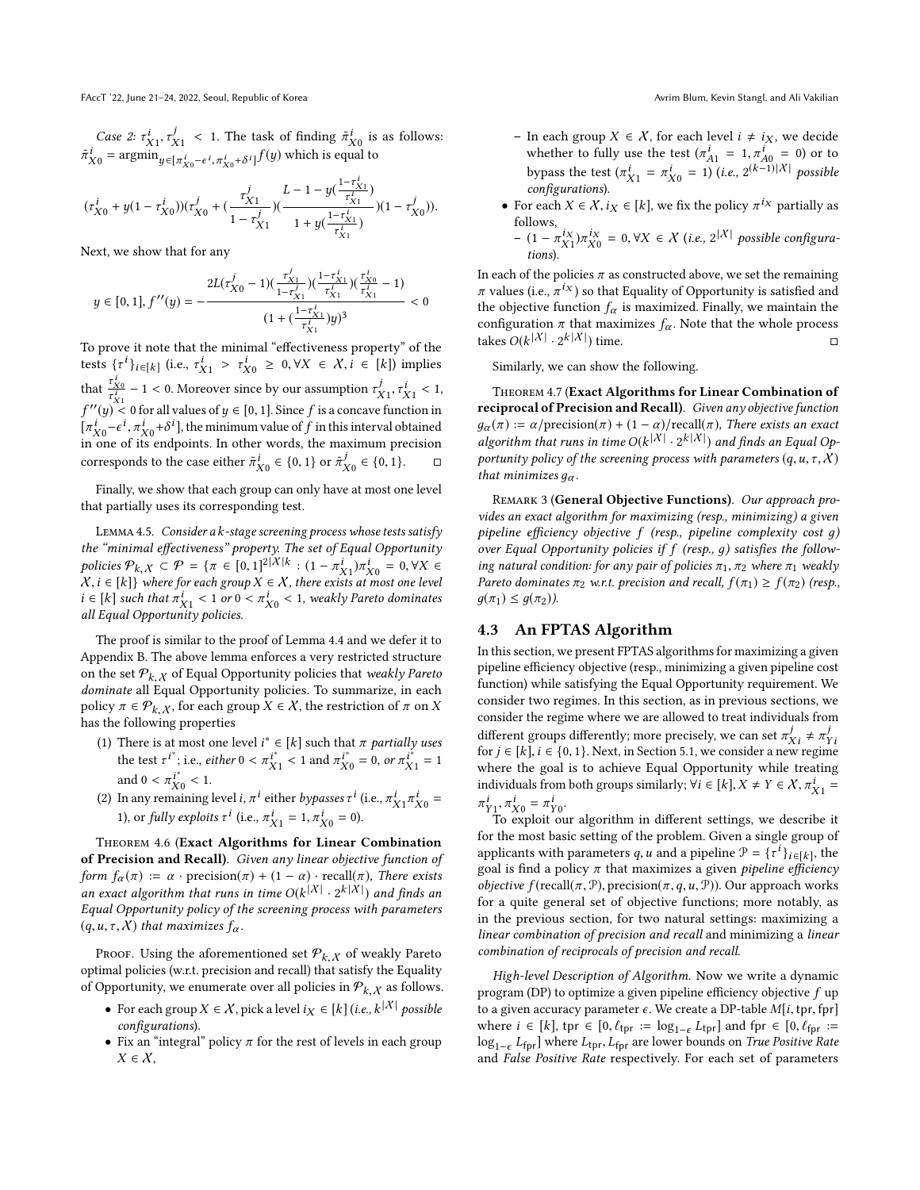*Case 2:* $\tau^i_{X1}, \tau^j_{X1} < 1$. The task of finding $\tilde{\pi}^i_{X0}$ is as follows: $\tilde{\pi}^i_{X0} = \mathrm{argmin}_{y \in [\pi^i_{X0} - \epsilon^i, \pi^i_{X0} + \delta^i]} f(y)$ which is equal to

$$(\tau^i_{X0} + y(1-\tau^i_{X0}))(\tau^j_{X0} + (\frac{\tau^j_{X1}}{1-\tau^j_{X1}})(\frac{L - 1 - y(\frac{1-\tau^i_{X1}}{\tau^i_{X1}})}{1 + y(\frac{1-\tau^i_{X1}}{\tau^i_{X1}})})(1-\tau^j_{X0})).$$

Next, we show that for any

$$y \in [0,1], f''(y) = -\frac{2L(\tau^j_{X0} - 1)(\frac{\tau^j_{X1}}{1-\tau^j_{X1}})(\frac{1-\tau^i_{X1}}{\tau^i_{X1}})(\frac{\tau^i_{X0}}{\tau^i_{X1}} - 1)}{(1 + (\frac{1-\tau^i_{X1}}{\tau^i_{X1}})y)^3} < 0$$

To prove it note that the minimal "effectiveness property" of the tests $\{\tau^i\}_{i \in [k]}$ (i.e., $\tau^i_{X1} > \tau^i_{X0} \geq 0, \forall X \in \mathcal{X}, i \in [k]$) implies that $\frac{\tau^i_{X0}}{\tau^i_{X1}} - 1 < 0$. Moreover since by our assumption $\tau^j_{X1}, \tau^i_{X1} < 1$, $f''(y) < 0$ for all values of $y \in [0,1]$. Since $f$ is a concave function in $[\pi^i_{X0} - \epsilon^i, \pi^i_{X0} + \delta^i]$, the minimum value of $f$ in this interval obtained in one of its endpoints. In other words, the maximum precision corresponds to the case either $\tilde{\pi}^i_{X0} \in \{0,1\}$ or $\tilde{\pi}^j_{X0} \in \{0,1\}$. □

Finally, we show that each group can only have at most one level that partially uses its corresponding test.

Lemma 4.5. *Consider a $k$-stage screening process whose tests satisfy the "minimal effectiveness" property. The set of Equal Opportunity policies $\mathcal{P}_{k,\mathcal{X}} \subset \mathcal{P} = \{\pi \in [0,1]^{2|\mathcal{X}|k} : (1-\pi^i_{X1})\pi^i_{X0} = 0, \forall X \in \mathcal{X}, i \in [k]\}$ where for each group $X \in \mathcal{X}$, there exists at most one level $i \in [k]$ such that $\pi^i_{X1} < 1$ or $0 < \pi^i_{X0} < 1$, weakly Pareto dominates all Equal Opportunity policies.*

The proof is similar to the proof of Lemma 4.4 and we defer it to Appendix B. The above lemma enforces a very restricted structure on the set $\mathcal{P}_{k,\mathcal{X}}$ of Equal Opportunity policies that *weakly Pareto dominate* all Equal Opportunity policies. To summarize, in each policy $\pi \in \mathcal{P}_{k,\mathcal{X}}$, for each group $X \in \mathcal{X}$, the restriction of $\pi$ on $X$ has the following properties

1. There is at most one level $i^* \in [k]$ such that $\pi$ *partially uses* the test $\tau^{i^*}$; i.e., *either* $0 < \pi^{i^*}_{X1} < 1$ and $\pi^{i^*}_{X0} = 0$, *or* $\pi^{i^*}_{X1} = 1$ and $0 < \pi^{i^*}_{X0} < 1$.
2. In any remaining level $i$, $\pi^i$ either *bypasses* $\tau^i$ (i.e., $\pi^i_{X1}\pi^i_{X0} = 1$), or *fully exploits* $\tau^i$ (i.e., $\pi^i_{X1} = 1, \pi^i_{X0} = 0$).

**Theorem 4.6 (Exact Algorithms for Linear Combination of Precision and Recall).** *Given any linear objective function of form $f_\alpha(\pi) := \alpha \cdot \mathrm{precision}(\pi) + (1-\alpha) \cdot \mathrm{recall}(\pi)$, There exists an exact algorithm that runs in time $O(k^{|\mathcal{X}|} \cdot 2^{k|\mathcal{X}|})$ and finds an Equal Opportunity policy of the screening process with parameters $(q, u, \tau, \mathcal{X})$ that maximizes $f_\alpha$.*

Proof. Using the aforementioned set $\mathcal{P}_{k,\mathcal{X}}$ of weakly Pareto optimal policies (w.r.t. precision and recall) that satisfy the Equality of Opportunity, we enumerate over all policies in $\mathcal{P}_{k,\mathcal{X}}$ as follows.

- For each group $X \in \mathcal{X}$, pick a level $i_X \in [k]$ (*i.e., $k^{|\mathcal{X}|}$ possible configurations*).
- Fix an "integral" policy $\pi$ for the rest of levels in each group $X \in \mathcal{X}$,
  - In each group $X \in \mathcal{X}$, for each level $i \neq i_X$, we decide whether to fully use the test ($\pi^i_{A1} = 1, \pi^i_{A0} = 0$) or to bypass the test ($\pi^i_{X1} = \pi^i_{X0} = 1$) (*i.e., $2^{(k-1)|\mathcal{X}|}$ possible configurations*).
- For each $X \in \mathcal{X}, i_X \in [k]$, we fix the policy $\pi^{i_X}$ partially as follows,
  - $(1 - \pi^{i_X}_{X1})\pi^{i_X}_{X0} = 0, \forall X \in \mathcal{X}$ (*i.e., $2^{|\mathcal{X}|}$ possible configurations*).

In each of the policies $\pi$ as constructed above, we set the remaining $\pi$ values (i.e., $\pi^{i_X}$) so that Equality of Opportunity is satisfied and the objective function $f_\alpha$ is maximized. Finally, we maintain the configuration $\pi$ that maximizes $f_\alpha$. Note that the whole process takes $O(k^{|\mathcal{X}|} \cdot 2^{k|\mathcal{X}|})$ time. □

Similarly, we can show the following.

**Theorem 4.7 (Exact Algorithms for Linear Combination of reciprocal of Precision and Recall).** *Given any objective function $g_\alpha(\pi) := \alpha/\mathrm{precision}(\pi) + (1-\alpha)/\mathrm{recall}(\pi)$, There exists an exact algorithm that runs in time $O(k^{|\mathcal{X}|} \cdot 2^{k|\mathcal{X}|})$ and finds an Equal Opportunity policy of the screening process with parameters $(q, u, \tau, \mathcal{X})$ that minimizes $g_\alpha$.*

Remark 3 (**General Objective Functions**). *Our approach provides an exact algorithm for maximizing (resp., minimizing) a given pipeline efficiency objective $f$ (resp., pipeline complexity cost $g$) over Equal Opportunity policies if $f$ (resp., $g$) satisfies the following natural condition: for any pair of policies $\pi_1, \pi_2$ where $\pi_1$ weakly Pareto dominates $\pi_2$ w.r.t. precision and recall, $f(\pi_1) \geq f(\pi_2)$ (resp., $g(\pi_1) \leq g(\pi_2)$).*

## 4.3 An FPTAS Algorithm

In this section, we present FPTAS algorithms for maximizing a given pipeline efficiency objective (resp., minimizing a given pipeline cost function) while satisfying the Equal Opportunity requirement. We consider two regimes. In this section, as in previous sections, we consider the regime where we are allowed to treat individuals from different groups differently; more precisely, we can set $\pi^j_{Xi} \neq \pi^j_{Yi}$ for $j \in [k], i \in \{0,1\}$. Next, in Section 5.1, we consider a new regime where the goal is to achieve Equal Opportunity while treating individuals from both groups similarly; $\forall i \in [k], X \neq Y \in \mathcal{X}, \pi^i_{X1} = \pi^i_{Y1}, \pi^i_{X0} = \pi^i_{Y0}$.

To exploit our algorithm in different settings, we describe it for the most basic setting of the problem. Given a single group of applicants with parameters $q, u$ and a pipeline $\mathcal{P} = \{\tau^i\}_{i \in [k]}$, the goal is find a policy $\pi$ that maximizes a given *pipeline efficiency objective* $f(\mathrm{recall}(\pi, \mathcal{P}), \mathrm{precision}(\pi, q, u, \mathcal{P}))$. Our approach works for a quite general set of objective functions; more notably, as in the previous section, for two natural settings: maximizing a *linear combination of precision and recall* and minimizing a *linear combination of reciprocals of precision and recall*.

*High-level Description of Algorithm.* Now we write a dynamic program (DP) to optimize a given pipeline efficiency objective $f$ up to a given accuracy parameter $\epsilon$. We create a DP-table $M[i, \mathrm{tpr}, \mathrm{fpr}]$ where $i \in [k]$, $\mathrm{tpr} \in [0, \ell_{\mathrm{tpr}} := \log_{1-\epsilon} L_{\mathrm{tpr}}]$ and $\mathrm{fpr} \in [0, \ell_{\mathrm{fpr}} := \log_{1-\epsilon} L_{\mathrm{fpr}}]$ where $L_{\mathrm{tpr}}, L_{\mathrm{fpr}}$ are lower bounds on *True Positive Rate* and *False Positive Rate* respectively. For each set of parameters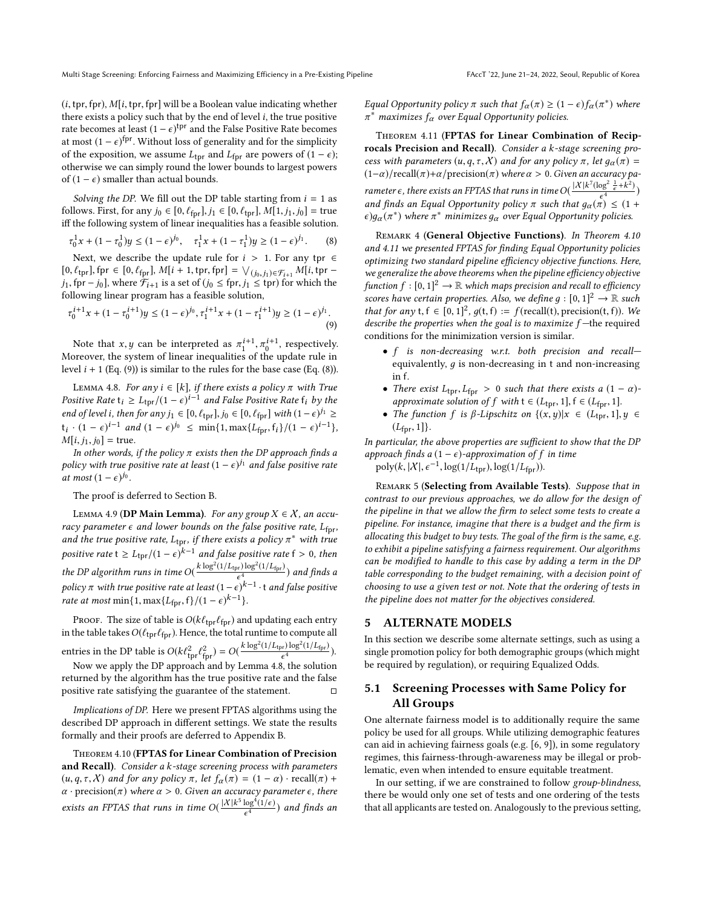$(i, \text{tpr}, \text{fpr})$, $M[i, \text{tpr}, \text{fpr}]$ will be a Boolean value indicating whether there exists a policy such that by the end of level $i$, the true positive rate becomes at least $(1-\epsilon)^{\text{tpr}}$ and the False Positive Rate becomes at most $(1-\epsilon)^{\text{fpr}}$. Without loss of generality and for the simplicity of the exposition, we assume $L_{\text{tpr}}$ and $L_{\text{fpr}}$ are powers of $(1-\epsilon)$; otherwise we can simply round the lower bounds to largest powers of $(1-\epsilon)$ smaller than actual bounds.

*Solving the DP.* We fill out the DP table starting from $i = 1$ as follows. First, for any $j_0 \in [0, \ell_{\text{fpr}}]$, $j_1 \in [0, \ell_{\text{tpr}}]$, $M[1, j_1, j_0] = \text{true}$ iff the following system of linear inequalities has a feasible solution.

$$\tau_0^1 x + (1-\tau_0^1) y \leq (1-\epsilon)^{j_0}, \quad \tau_1^1 x + (1-\tau_1^1) y \geq (1-\epsilon)^{j_1}. \tag{8}$$

Next, we describe the update rule for $i > 1$. For any $\text{tpr} \in [0, \ell_{\text{tpr}}]$, $\text{fpr} \in [0, \ell_{\text{fpr}}]$, $M[i+1, \text{tpr}, \text{fpr}] = \bigvee_{(j_0, j_1) \in \mathcal{F}_{i+1}} M[i, \text{tpr} - j_1, \text{fpr} - j_0]$, where $\mathcal{F}_{i+1}$ is a set of $(j_0 \leq \text{fpr}, j_1 \leq \text{tpr})$ for which the following linear program has a feasible solution,

$$\tau_0^{i+1} x + (1-\tau_0^{i+1}) y \leq (1-\epsilon)^{j_0}, \tau_1^{i+1} x + (1-\tau_1^{i+1}) y \geq (1-\epsilon)^{j_1}. \tag{9}$$

Note that $x, y$ can be interpreted as $\pi_1^{i+1}, \pi_0^{i+1}$, respectively. Moreover, the system of linear inequalities of the update rule in level $i+1$ (Eq. (9)) is similar to the rules for the base case (Eq. (8)).

Lemma 4.8. *For any $i \in [k]$, if there exists a policy $\pi$ with True Positive Rate $\text{t}_i \geq L_{\text{tpr}}/(1-\epsilon)^{i-1}$ and False Positive Rate $\text{f}_i$ by the end of level $i$, then for any $j_1 \in [0, \ell_{\text{tpr}}]$, $j_0 \in [0, \ell_{\text{fpr}}]$ with $(1-\epsilon)^{j_1} \geq \text{t}_i \cdot (1-\epsilon)^{i-1}$ and $(1-\epsilon)^{j_0} \leq \min\{1, \max\{L_{\text{fpr}}, \text{f}_i\}/(1-\epsilon)^{i-1}\}$, $M[i, j_1, j_0] = \text{true}$.*

*In other words, if the policy $\pi$ exists then the DP approach finds a policy with true positive rate at least $(1-\epsilon)^{j_1}$ and false positive rate at most $(1-\epsilon)^{j_0}$.*

The proof is deferred to Section B.

Lemma 4.9 (**DP Main Lemma**). *For any group $X \in \mathcal{X}$, an accuracy parameter $\epsilon$ and lower bounds on the false positive rate, $L_{\text{fpr}}$, and the true positive rate, $L_{\text{tpr}}$, if there exists a policy $\pi^*$ with true positive rate $\text{t} \geq L_{\text{tpr}}/(1-\epsilon)^{k-1}$ and false positive rate $\text{f} > 0$, then the DP algorithm runs in time $O(\frac{k \log^2(1/L_{\text{tpr}}) \log^2(1/L_{\text{fpr}})}{\epsilon^4})$ and finds a policy $\pi$ with true positive rate at least $(1-\epsilon)^{k-1} \cdot \text{t}$ and false positive rate at most $\min\{1, \max\{L_{\text{fpr}}, \text{f}\}/(1-\epsilon)^{k-1}\}$.*

Proof. The size of table is $O(k \ell_{\text{tpr}} \ell_{\text{fpr}})$ and updating each entry in the table takes $O(\ell_{\text{tpr}} \ell_{\text{fpr}})$. Hence, the total runtime to compute all entries in the DP table is $O(k \ell_{\text{tpr}}^2 \ell_{\text{fpr}}^2) = O(\frac{k \log^2(1/L_{\text{tpr}}) \log^2(1/L_{\text{fpr}})}{\epsilon^4})$.

Now we apply the DP approach and by Lemma 4.8, the solution returned by the algorithm has the true positive rate and the false positive rate satisfying the guarantee of the statement. □

*Implications of DP.* Here we present FPTAS algorithms using the described DP approach in different settings. We state the results formally and their proofs are deferred to Appendix B.

Theorem 4.10 (**FPTAS for Linear Combination of Precision and Recall**). *Consider a $k$-stage screening process with parameters $(u, q, \tau, \mathcal{X})$ and for any policy $\pi$, let $f_\alpha(\pi) = (1-\alpha) \cdot \text{recall}(\pi) + \alpha \cdot \text{precision}(\pi)$ where $\alpha > 0$. Given an accuracy parameter $\epsilon$, there exists an FPTAS that runs in time $O(\frac{|\mathcal{X}| k^5 \log^4(1/\epsilon)}{\epsilon^4})$ and finds an Equal Opportunity policy $\pi$ such that $f_\alpha(\pi) \geq (1-\epsilon) f_\alpha(\pi^*)$ where $\pi^*$ maximizes $f_\alpha$ over Equal Opportunity policies.*

Theorem 4.11 (**FPTAS for Linear Combination of Reciprocals Precision and Recall**). *Consider a $k$-stage screening process with parameters $(u, q, \tau, \mathcal{X})$ and for any policy $\pi$, let $g_\alpha(\pi) = (1-\alpha)/\text{recall}(\pi) + \alpha/\text{precision}(\pi)$ where $\alpha > 0$. Given an accuracy parameter $\epsilon$, there exists an FPTAS that runs in time $O(\frac{|\mathcal{X}| k^7 (\log^2 \frac{1}{\epsilon} + k^2)}{\epsilon^4})$ and finds an Equal Opportunity policy $\pi$ such that $g_\alpha(\pi) \leq (1+\epsilon) g_\alpha(\pi^*)$ where $\pi^*$ minimizes $g_\alpha$ over Equal Opportunity policies.*

Remark 4 (**General Objective Functions**). *In Theorem 4.10 and 4.11 we presented FPTAS for finding Equal Opportunity policies optimizing two standard pipeline efficiency objective functions. Here, we generalize the above theorems when the pipeline efficiency objective function $f : [0,1]^2 \to \mathbb{R}$ which maps precision and recall to efficiency scores have certain properties. Also, we define $g : [0,1]^2 \to \mathbb{R}$ such that for any $\text{t}, \text{f} \in [0,1]^2$, $g(\text{t}, \text{f}) := f(\text{recall}(\text{t}), \text{precision}(\text{t}, \text{f}))$. We describe the properties when the goal is to maximize $f$—the required conditions for the minimization version is similar.*

- *$f$ is non-decreasing w.r.t. both precision and recall—equivalently, $g$ is non-decreasing in t and non-increasing in f.*
- *There exist $L_{\text{tpr}}, L_{\text{fpr}} > 0$ such that there exists a $(1-\alpha)$-approximate solution of $f$ with $\text{t} \in (L_{\text{tpr}}, 1]$, $\text{f} \in (L_{\text{fpr}}, 1]$.*
- *The function $f$ is $\beta$-Lipschitz on $\{(x, y) | x \in (L_{\text{tpr}}, 1], y \in (L_{\text{fpr}}, 1]\}$.*

*In particular, the above properties are sufficient to show that the DP approach finds a $(1-\epsilon)$-approximation of $f$ in time $\text{poly}(k, |\mathcal{X}|, \epsilon^{-1}, \log(1/L_{\text{tpr}}), \log(1/L_{\text{fpr}}))$.*

Remark 5 (**Selecting from Available Tests**). *Suppose that in contrast to our previous approaches, we do allow for the design of the pipeline in that we allow the firm to select some tests to create a pipeline. For instance, imagine that there is a budget and the firm is allocating this budget to buy tests. The goal of the firm is the same, e.g. to exhibit a pipeline satisfying a fairness requirement. Our algorithms can be modified to handle to this case by adding a term in the DP table corresponding to the budget remaining, with a decision point of choosing to use a given test or not. Note that the ordering of tests in the pipeline does not matter for the objectives considered.*

## 5 ALTERNATE MODELS

In this section we describe some alternate settings, such as using a single promotion policy for both demographic groups (which might be required by regulation), or requiring Equalized Odds.

### 5.1 Screening Processes with Same Policy for All Groups

One alternate fairness model is to additionally require the same policy be used for all groups. While utilizing demographic features can aid in achieving fairness goals (e.g. [6, 9]), in some regulatory regimes, this fairness-through-awareness may be illegal or problematic, even when intended to ensure equitable treatment.

In our setting, if we are constrained to follow *group-blindness*, there be would only one set of tests and one ordering of the tests that all applicants are tested on. Analogously to the previous setting,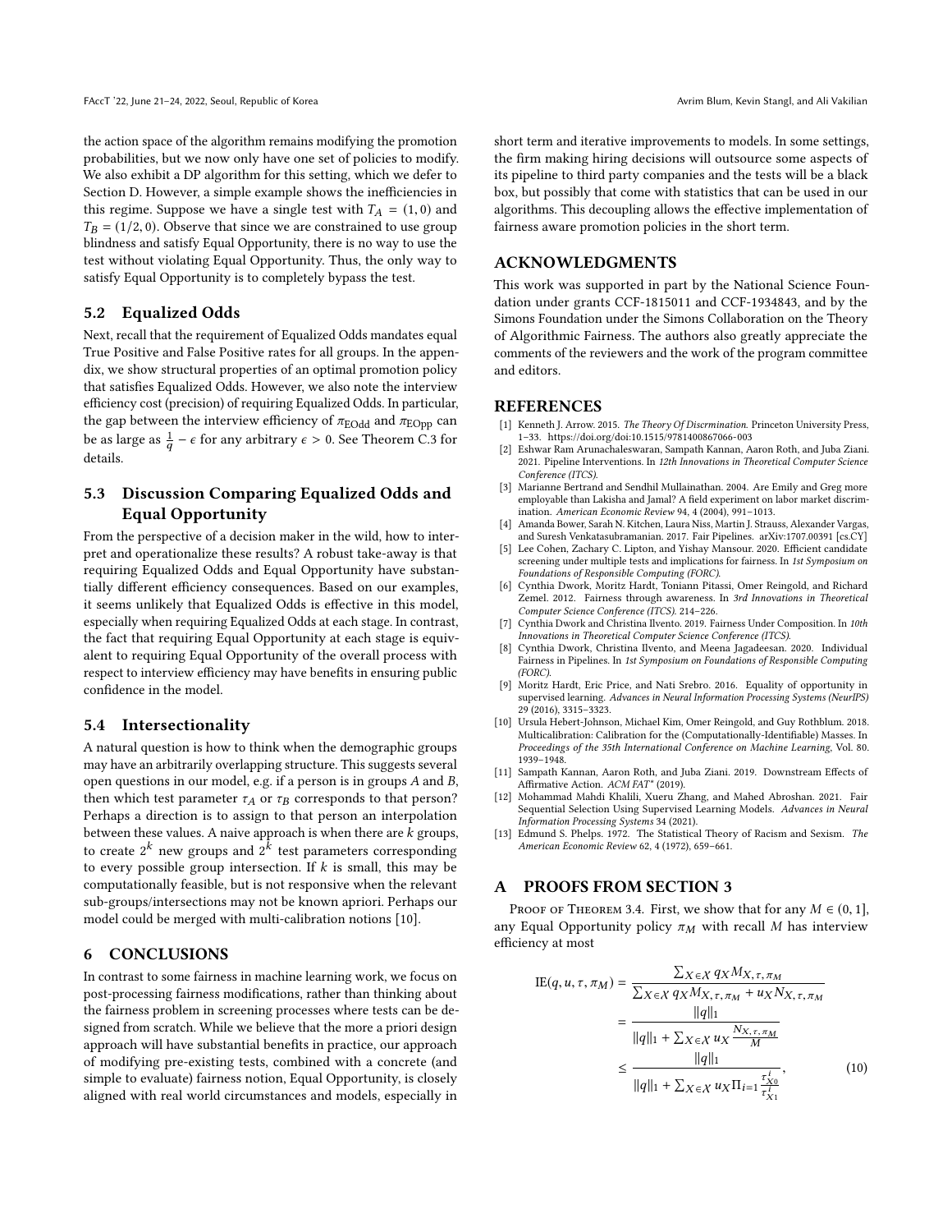the action space of the algorithm remains modifying the promotion probabilities, but we now only have one set of policies to modify. We also exhibit a DP algorithm for this setting, which we defer to Section D. However, a simple example shows the inefficiencies in this regime. Suppose we have a single test with $T_A = (1, 0)$ and $T_B = (1/2, 0)$. Observe that since we are constrained to use group blindness and satisfy Equal Opportunity, there is no way to use the test without violating Equal Opportunity. Thus, the only way to satisfy Equal Opportunity is to completely bypass the test.

## 5.2 Equalized Odds

Next, recall that the requirement of Equalized Odds mandates equal True Positive and False Positive rates for all groups. In the appendix, we show structural properties of an optimal promotion policy that satisfies Equalized Odds. However, we also note the interview efficiency cost (precision) of requiring Equalized Odds. In particular, the gap between the interview efficiency of $\pi_{\text{EOdd}}$ and $\pi_{\text{EOpp}}$ can be as large as $\frac{1}{q} - \epsilon$ for any arbitrary $\epsilon > 0$. See Theorem C.3 for details.

## 5.3 Discussion Comparing Equalized Odds and Equal Opportunity

From the perspective of a decision maker in the wild, how to interpret and operationalize these results? A robust take-away is that requiring Equalized Odds and Equal Opportunity have substantially different efficiency consequences. Based on our examples, it seems unlikely that Equalized Odds is effective in this model, especially when requiring Equalized Odds at each stage. In contrast, the fact that requiring Equal Opportunity at each stage is equivalent to requiring Equal Opportunity of the overall process with respect to interview efficiency may have benefits in ensuring public confidence in the model.

## 5.4 Intersectionality

A natural question is how to think when the demographic groups may have an arbitrarily overlapping structure. This suggests several open questions in our model, e.g. if a person is in groups $A$ and $B$, then which test parameter $\tau_A$ or $\tau_B$ corresponds to that person? Perhaps a direction is to assign to that person an interpolation between these values. A naive approach is when there are $k$ groups, to create $2^k$ new groups and $2^k$ test parameters corresponding to every possible group intersection. If $k$ is small, this may be computationally feasible, but is not responsive when the relevant sub-groups/intersections may not be known apriori. Perhaps our model could be merged with multi-calibration notions [10].

# 6 CONCLUSIONS

In contrast to some fairness in machine learning work, we focus on post-processing fairness modifications, rather than thinking about the fairness problem in screening processes where tests can be designed from scratch. While we believe that the more a priori design approach will have substantial benefits in practice, our approach of modifying pre-existing tests, combined with a concrete (and simple to evaluate) fairness notion, Equal Opportunity, is closely aligned with real world circumstances and models, especially in short term and iterative improvements to models. In some settings, the firm making hiring decisions will outsource some aspects of its pipeline to third party companies and the tests will be a black box, but possibly that come with statistics that can be used in our algorithms. This decoupling allows the effective implementation of fairness aware promotion policies in the short term.

# ACKNOWLEDGMENTS

This work was supported in part by the National Science Foundation under grants CCF-1815011 and CCF-1934843, and by the Simons Foundation under the Simons Collaboration on the Theory of Algorithmic Fairness. The authors also greatly appreciate the comments of the reviewers and the work of the program committee and editors.

# REFERENCES

[1] Kenneth J. Arrow. 2015. *The Theory Of Discrmination.* Princeton University Press, 1–33. https://doi.org/doi:10.1515/9781400867066-003
[2] Eshwar Ram Arunachaleswaran, Sampath Kannan, Aaron Roth, and Juba Ziani. 2021. Pipeline Interventions. In *12th Innovations in Theoretical Computer Science Conference (ITCS).*
[3] Marianne Bertrand and Sendhil Mullainathan. 2004. Are Emily and Greg more employable than Lakisha and Jamal? A field experiment on labor market discrimination. *American Economic Review* 94, 4 (2004), 991–1013.
[4] Amanda Bower, Sarah N. Kitchen, Laura Niss, Martin J. Strauss, Alexander Vargas, and Suresh Venkatasubramanian. 2017. Fair Pipelines. arXiv:1707.00391 [cs.CY]
[5] Lee Cohen, Zachary C. Lipton, and Yishay Mansour. 2020. Efficient candidate screening under multiple tests and implications for fairness. In *1st Symposium on Foundations of Responsible Computing (FORC).*
[6] Cynthia Dwork, Moritz Hardt, Toniann Pitassi, Omer Reingold, and Richard Zemel. 2012. Fairness through awareness. In *3rd Innovations in Theoretical Computer Science Conference (ITCS).* 214–226.
[7] Cynthia Dwork and Christina Ilvento. 2019. Fairness Under Composition. In *10th Innovations in Theoretical Computer Science Conference (ITCS).*
[8] Cynthia Dwork, Christina Ilvento, and Meena Jagadeesan. 2020. Individual Fairness in Pipelines. In *1st Symposium on Foundations of Responsible Computing (FORC).*
[9] Moritz Hardt, Eric Price, and Nati Srebro. 2016. Equality of opportunity in supervised learning. *Advances in Neural Information Processing Systems (NeurIPS)* 29 (2016), 3315–3323.
[10] Ursula Hebert-Johnson, Michael Kim, Omer Reingold, and Guy Rothblum. 2018. Multicalibration: Calibration for the (Computationally-Identifiable) Masses. In *Proceedings of the 35th International Conference on Machine Learning*, Vol. 80. 1939–1948.
[11] Sampath Kannan, Aaron Roth, and Juba Ziani. 2019. Downstream Effects of Affirmative Action. *ACM FAT\** (2019).
[12] Mohammad Mahdi Khalili, Xueru Zhang, and Mahed Abroshan. 2021. Fair Sequential Selection Using Supervised Learning Models. *Advances in Neural Information Processing Systems* 34 (2021).
[13] Edmund S. Phelps. 1972. The Statistical Theory of Racism and Sexism. *The American Economic Review* 62, 4 (1972), 659–661.

# A PROOFS FROM SECTION 3

Proof of Theorem 3.4. First, we show that for any $M \in (0, 1]$, any Equal Opportunity policy $\pi_M$ with recall $M$ has interview efficiency at most

$$
\begin{aligned}
\text{IE}(q, u, \tau, \pi_M) &= \frac{\sum_{X \in \mathcal{X}} q_X M_{X,\tau,\pi_M}}{\sum_{X \in \mathcal{X}} q_X M_{X,\tau,\pi_M} + u_X N_{X,\tau,\pi_M}} \\
&= \frac{\|q\|_1}{\|q\|_1 + \sum_{X \in \mathcal{X}} u_X \frac{N_{X,\tau,\pi_M}}{M}} \\
&\leq \frac{\|q\|_1}{\|q\|_1 + \sum_{X \in \mathcal{X}} u_X \Pi_{i=1} \frac{\tau^i_{X0}}{\tau^i_{X1}}},
\end{aligned}
\tag{10}
$$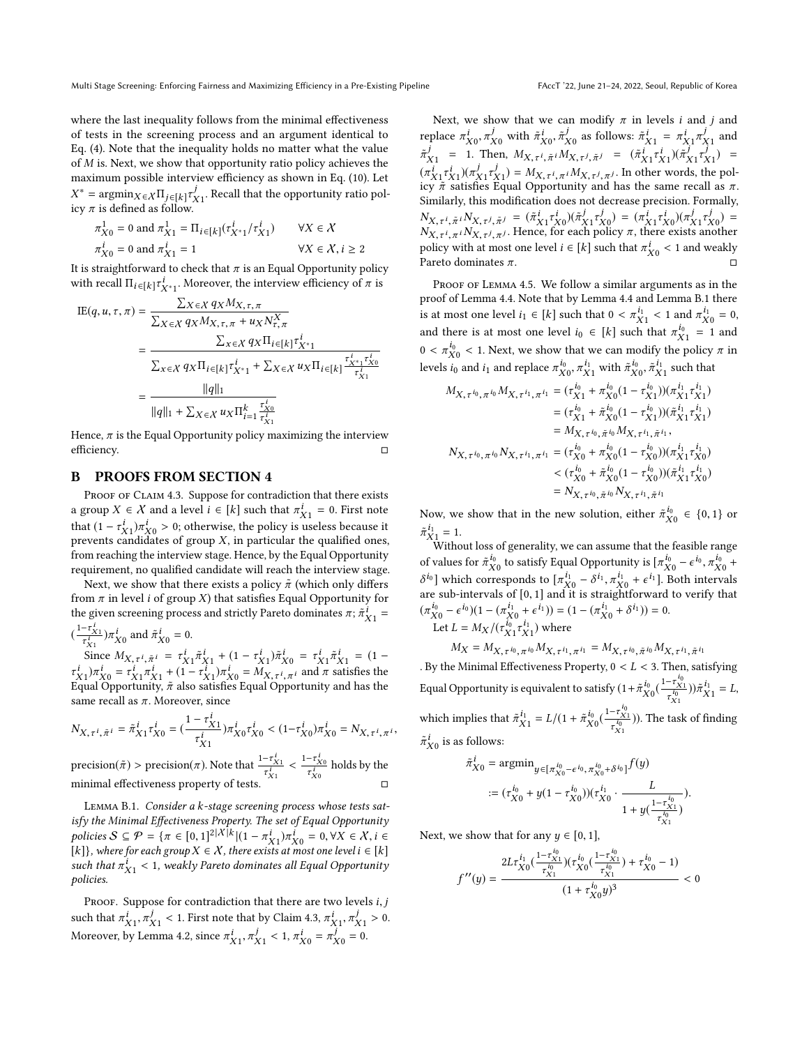where the last inequality follows from the minimal effectiveness of tests in the screening process and an argument identical to Eq. (4). Note that the inequality holds no matter what the value of $M$ is. Next, we show that opportunity ratio policy achieves the maximum possible interview efficiency as shown in Eq. (10). Let $X^* = \text{argmin}_{X \in \mathcal{X}} \Pi_{j \in [k]} \tau^j_{X1}$. Recall that the opportunity ratio policy $\pi$ is defined as follow.

$$\pi^1_{X0} = 0 \text{ and } \pi^1_{X1} = \Pi_{i \in [k]}(\tau^i_{X^*1}/\tau^i_{X1}) \qquad \forall X \in \mathcal{X}$$

$$\pi^i_{X0} = 0 \text{ and } \pi^i_{X1} = 1 \qquad \forall X \in \mathcal{X}, i \geq 2$$

It is straightforward to check that $\pi$ is an Equal Opportunity policy with recall $\Pi_{i \in [k]} \tau^i_{X^*1}$. Moreover, the interview efficiency of $\pi$ is

$$\begin{aligned}
\text{IE}(q, u, \tau, \pi) &= \frac{\sum_{X \in \mathcal{X}} q_X M_{X,\tau,\pi}}{\sum_{X \in \mathcal{X}} q_X M_{X,\tau,\pi} + u_X N^X_{\tau,\pi}} \\
&= \frac{\sum_{x \in \mathcal{X}} q_X \Pi_{i \in [k]} \tau^i_{X^*1}}{\sum_{x \in \mathcal{X}} q_X \Pi_{i \in [k]} \tau^i_{X^*1} + \sum_{X \in \mathcal{X}} u_X \Pi_{i \in [k]} \frac{\tau^i_{X^*1} \tau^i_{X0}}{\tau^i_{X1}}} \\
&= \frac{\|q\|_1}{\|q\|_1 + \sum_{X \in \mathcal{X}} u_X \Pi^k_{i=1} \frac{\tau^i_{X0}}{\tau^i_{X1}}}
\end{aligned}$$

Hence, $\pi$ is the Equal Opportunity policy maximizing the interview efficiency. ◻

## B PROOFS FROM SECTION 4

Proof of Claim 4.3. Suppose for contradiction that there exists a group $X \in \mathcal{X}$ and a level $i \in [k]$ such that $\pi^i_{X1} = 0$. First note that $(1 - \tau^i_{X1})\pi^i_{X0} > 0$; otherwise, the policy is useless because it prevents candidates of group $X$, in particular the qualified ones, from reaching the interview stage. Hence, by the Equal Opportunity requirement, no qualified candidate will reach the interview stage.

Next, we show that there exists a policy $\tilde{\pi}$ (which only differs from $\pi$ in level $i$ of group $X$) that satisfies Equal Opportunity for the given screening process and strictly Pareto dominates $\pi$; $\tilde{\pi}^i_{X1} = (\frac{1-\tau^i_{X1}}{\tau^i_{X1}})\pi^i_{X0}$ and $\tilde{\pi}^i_{X0} = 0$.

Since $M_{X,\tau^i,\tilde{\pi}^i} = \tau^i_{X1}\tilde{\pi}^i_{X1} + (1 - \tau^i_{X1})\tilde{\pi}^i_{X0} = \tau^i_{X1}\tilde{\pi}^i_{X1} = (1 - \tau^i_{X1})\pi^i_{X0} = \tau^i_{X1}\pi^i_{X1} + (1 - \tau^i_{X1})\pi^i_{X0} = M_{X,\tau^i,\pi^i}$ and $\pi$ satisfies the Equal Opportunity, $\tilde{\pi}$ also satisfies Equal Opportunity and has the same recall as $\pi$. Moreover, since

$$N_{X,\tau^i,\tilde{\pi}^i} = \tilde{\pi}^i_{X1}\tau^i_{X0} = (\frac{1-\tau^i_{X1}}{\tau^i_{X1}})\pi^i_{X0}\tau^i_{X0} < (1-\tau^i_{X0})\pi^i_{X0} = N_{X,\tau^i,\pi^i},$$

precision($\tilde{\pi}$) > precision($\pi$). Note that $\frac{1-\tau^i_{X1}}{\tau^i_{X1}} < \frac{1-\tau^i_{X0}}{\tau^i_{X0}}$ holds by the minimal effectiveness property of tests. ◻

Lemma B.1. *Consider a $k$-stage screening process whose tests satisfy the Minimal Effectiveness Property. The set of Equal Opportunity policies $\mathcal{S} \subseteq \mathcal{P} = \{\pi \in [0,1]^{2|\mathcal{X}|k} | (1 - \pi^i_{X1})\pi^i_{X0} = 0, \forall X \in \mathcal{X}, i \in [k]\}$, where for each group $X \in \mathcal{X}$, there exists at most one level $i \in [k]$ such that $\pi^i_{X1} < 1$, weakly Pareto dominates all Equal Opportunity policies.*

Proof. Suppose for contradiction that there are two levels $i, j$ such that $\pi^i_{X1}, \pi^j_{X1} < 1$. First note that by Claim 4.3, $\pi^i_{X1}, \pi^j_{X1} > 0$. Moreover, by Lemma 4.2, since $\pi^i_{X1}, \pi^j_{X1} < 1$, $\pi^i_{X0} = \pi^j_{X0} = 0$.

Next, we show that we can modify $\pi$ in levels $i$ and $j$ and replace $\pi^i_{X0}, \pi^j_{X0}$ with $\tilde{\pi}^i_{X0}, \tilde{\pi}^j_{X0}$ as follows: $\tilde{\pi}^i_{X1} = \pi^i_{X1}\pi^j_{X1}$ and $\tilde{\pi}^j_{X1} = 1$. Then, $M_{X,\tau^i,\tilde{\pi}^i} M_{X,\tau^j,\tilde{\pi}^j} = (\tilde{\pi}^i_{X1}\tau^i_{X1})(\tilde{\pi}^j_{X1}\tau^j_{X1}) = (\pi^i_{X1}\tau^i_{X1})(\pi^j_{X1}\tau^j_{X1}) = M_{X,\tau^i,\pi^i} M_{X,\tau^j,\pi^j}$. In other words, the policy $\tilde{\pi}$ satisfies Equal Opportunity and has the same recall as $\pi$. Similarly, this modification does not decrease precision. Formally, $N_{X,\tau^i,\tilde{\pi}^i} N_{X,\tau^j,\tilde{\pi}^j} = (\tilde{\pi}^i_{X1}\tau^i_{X0})(\tilde{\pi}^j_{X1}\tau^j_{X0}) = (\pi^i_{X1}\tau^i_{X0})(\pi^j_{X1}\tau^j_{X0}) = N_{X,\tau^i,\pi^i} N_{X,\tau^j,\pi^j}$. Hence, for each policy $\pi$, there exists another policy with at most one level $i \in [k]$ such that $\pi^i_{X0} < 1$ and weakly Pareto dominates $\pi$. ◻

Proof of Lemma 4.5. We follow a similar arguments as in the proof of Lemma 4.4. Note that by Lemma 4.4 and Lemma B.1 there is at most one level $i_1 \in [k]$ such that $0 < \pi^{i_1}_{X1} < 1$ and $\pi^{i_1}_{X0} = 0$, and there is at most one level $i_0 \in [k]$ such that $\pi^{i_0}_{X1} = 1$ and $0 < \pi^{i_0}_{X0} < 1$. Next, we show that we can modify the policy $\pi$ in levels $i_0$ and $i_1$ and replace $\pi^{i_0}_{X0}, \pi^{i_1}_{X1}$ with $\tilde{\pi}^{i_0}_{X0}, \tilde{\pi}^{i_1}_{X1}$ such that

$$\begin{aligned}
M_{X,\tau^{i_0},\pi^{i_0}} M_{X,\tau^{i_1},\pi^{i_1}} &= (\tau^{i_0}_{X1} + \pi^{i_0}_{X0}(1 - \tau^{i_0}_{X1}))(\pi^{i_1}_{X1}\tau^{i_1}_{X1}) \\
&= (\tau^{i_0}_{X1} + \tilde{\pi}^{i_0}_{X0}(1 - \tau^{i_0}_{X1}))(\tilde{\pi}^{i_1}_{X1}\tau^{i_1}_{X1}) \\
&= M_{X,\tau^{i_0},\tilde{\pi}^{i_0}} M_{X,\tau^{i_1},\tilde{\pi}^{i_1}}, \\
N_{X,\tau^{i_0},\pi^{i_0}} N_{X,\tau^{i_1},\pi^{i_1}} &= (\tau^{i_0}_{X0} + \pi^{i_0}_{X0}(1 - \tau^{i_0}_{X0}))(\pi^{i_1}_{X1}\tau^{i_1}_{X0}) \\
&< (\tau^{i_0}_{X0} + \tilde{\pi}^{i_0}_{X0}(1 - \tau^{i_0}_{X0}))(\tilde{\pi}^{i_1}_{X1}\tau^{i_1}_{X0}) \\
&= N_{X,\tau^{i_0},\tilde{\pi}^{i_0}} N_{X,\tau^{i_1},\tilde{\pi}^{i_1}}
\end{aligned}$$

Now, we show that in the new solution, either $\tilde{\pi}^{i_0}_{X0} \in \{0, 1\}$ or $\tilde{\pi}^{i_1}_{X1} = 1$.

Without loss of generality, we can assume that the feasible range of values for $\tilde{\pi}^{i_0}_{X0}$ to satisfy Equal Opportunity is $[\pi^{i_0}_{X0} - \epsilon^{i_0}, \pi^{i_0}_{X0} + \delta^{i_0}]$ which corresponds to $[\pi^{i_1}_{X0} - \delta^{i_1}, \pi^{i_1}_{X0} + \epsilon^{i_1}]$. Both intervals are sub-intervals of $[0, 1]$ and it is straightforward to verify that $(\pi^{i_0}_{X0} - \epsilon^{i_0})(1 - (\pi^{i_1}_{X0} + \epsilon^{i_1})) = (1 - (\pi^{i_1}_{X0} + \delta^{i_1})) = 0$.

Let $L = M_X/(\tau^{i_0}_{X1}\tau^{i_1}_{X1})$ where

$$M_X = M_{X,\tau^{i_0},\pi^{i_0}} M_{X,\tau^{i_1},\pi^{i_1}} = M_{X,\tau^{i_0},\tilde{\pi}^{i_0}} M_{X,\tau^{i_1},\tilde{\pi}^{i_1}}$$

. By the Minimal Effectiveness Property, $0 < L < 3$. Then, satisfying Equal Opportunity is equivalent to satisfy $(1 + \tilde{\pi}^{i_0}_{X0}(\frac{1-\tau^{i_0}_{X1}}{\tau^{i_0}_{X1}}))\tilde{\pi}^{i_1}_{X1} = L$, which implies that $\tilde{\pi}^{i_1}_{X1} = L/(1 + \tilde{\pi}^{i_0}_{X0}(\frac{1-\tau^{i_0}_{X1}}{\tau^{i_0}_{X1}}))$. The task of finding $\tilde{\pi}^i_{X0}$ is as follows:

$$\begin{aligned}
\tilde{\pi}^i_{X0} &= \text{argmin}_{y \in [\pi^{i_0}_{X0} - \epsilon^{i_0}, \pi^{i_0}_{X0} + \delta^{i_0}]} f(y) \\
&:= (\tau^{i_0}_{X0} + y(1 - \tau^{i_0}_{X0}))(\tau^{i_1}_{X0} \cdot \frac{L}{1 + y(\frac{1-\tau^{i_0}_{X1}}{\tau^{i_0}_{X1}})}).
\end{aligned}$$

Next, we show that for any $y \in [0, 1]$,

$$f''(y) = \frac{2L\tau^{i_1}_{X0}(\frac{1-\tau^{i_0}_{X1}}{\tau^{i_0}_{X1}})(\tau^{i_0}_{X0}(\frac{1-\tau^{i_0}_{X1}}{\tau^{i_0}_{X1}}) + \tau^{i_0}_{X0} - 1)}{(1 + \tau^{i_0}_{X0} y)^3} < 0$$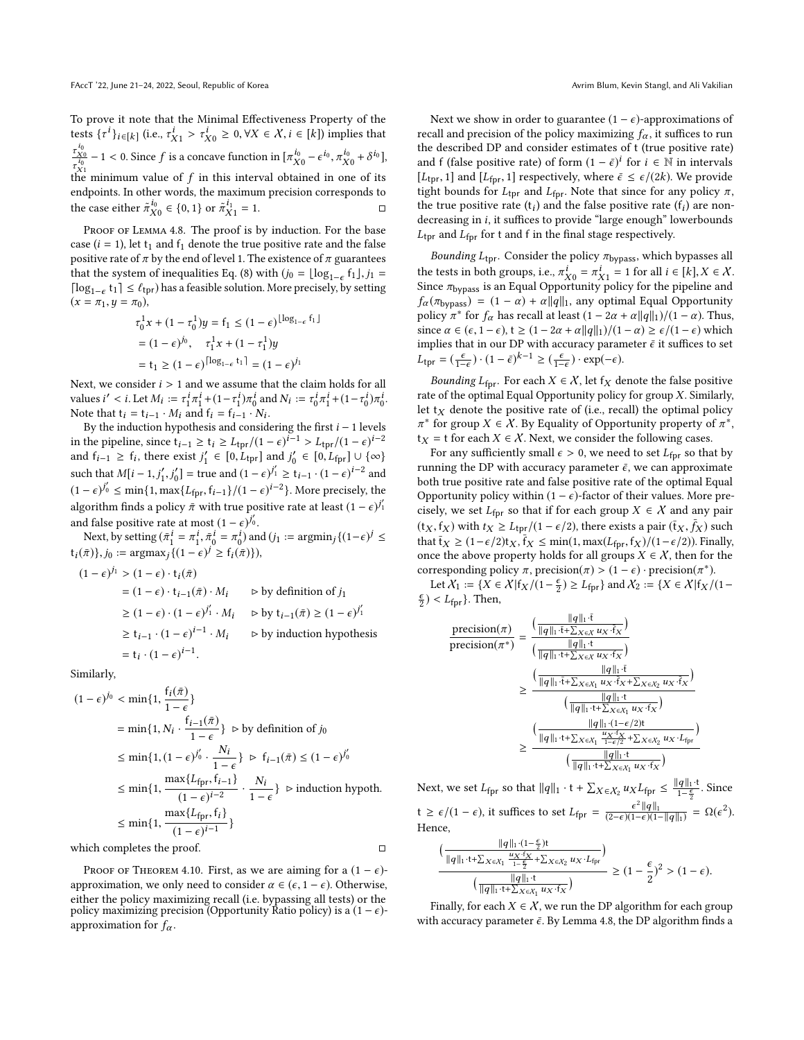To prove it note that the Minimal Effectiveness Property of the tests $\{\tau^i\}_{i\in[k]}$ (i.e., $\tau^i_{X1} > \tau^i_{X0} \geq 0, \forall X \in \mathcal{X}, i \in [k]$) implies that $\frac{\tau^{i_0}_{X0}}{\tau^{i_0}_{X1}} - 1 < 0$. Since $f$ is a concave function in $[\pi^{i_0}_{X0} - \epsilon^{i_0}, \pi^{i_0}_{X0} + \delta^{i_0}]$, the minimum value of $f$ in this interval obtained in one of its endpoints. In other words, the maximum precision corresponds to the case either $\tilde{\pi}^{i_0}_{X0} \in \{0, 1\}$ or $\tilde{\pi}^{i_1}_{X1} = 1$. □

Proof of Lemma 4.8. The proof is by induction. For the base case ($i = 1$), let $\mathsf{t}_1$ and $\mathsf{f}_1$ denote the true positive rate and the false positive rate of $\pi$ by the end of level 1. The existence of $\pi$ guarantees that the system of inequalities Eq. (8) with ($j_0 = \lfloor \log_{1-\epsilon} \mathsf{f}_1 \rfloor, j_1 = \lceil \log_{1-\epsilon} \mathsf{t}_1 \rceil \leq \ell_{\mathrm{tpr}}$) has a feasible solution. More precisely, by setting $(x = \pi_1, y = \pi_0)$,

$$
\begin{aligned}
\tau^1_0 x + (1 - \tau^1_0) y &= \mathsf{f}_1 \leq (1-\epsilon)^{\lfloor \log_{1-\epsilon} \mathsf{f}_1 \rfloor} \\
&= (1-\epsilon)^{j_0}, \quad \tau^1_1 x + (1-\tau^1_1) y \\
&= \mathsf{t}_1 \geq (1-\epsilon)^{\lceil \log_{1-\epsilon} \mathsf{t}_1 \rceil} = (1-\epsilon)^{j_1}
\end{aligned}
$$

Next, we consider $i > 1$ and we assume that the claim holds for all values $i' < i$. Let $M_i := \tau^i_1 \pi^i_1 + (1-\tau^i_1)\pi^i_0$ and $N_i := \tau^i_0 \pi^i_1 + (1-\tau^i_0)\pi^i_0$. Note that $\mathsf{t}_i = \mathsf{t}_{i-1} \cdot M_i$ and $\mathsf{f}_i = \mathsf{f}_{i-1} \cdot N_i$.

By the induction hypothesis and considering the first $i-1$ levels in the pipeline, since $\mathsf{t}_{i-1} \geq \mathsf{t}_i \geq L_{\mathrm{tpr}}/(1-\epsilon)^{i-1} > L_{\mathrm{tpr}}/(1-\epsilon)^{i-2}$ and $\mathsf{f}_{i-1} \geq \mathsf{f}_i$, there exist $j'_1 \in [0, L_{\mathrm{tpr}}]$ and $j'_0 \in [0, L_{\mathrm{fpr}}] \cup \{\infty\}$ such that $M[i-1, j'_1, j'_0] = $ true and $(1-\epsilon)^{j'_1} \geq \mathsf{t}_{i-1} \cdot (1-\epsilon)^{i-2}$ and $(1-\epsilon)^{j'_0} \leq \min\{1, \max\{L_{\mathrm{fpr}}, \mathsf{f}_{i-1}\}/(1-\epsilon)^{i-2}\}$. More precisely, the algorithm finds a policy $\bar{\pi}$ with true positive rate at least $(1-\epsilon)^{j'_1}$ and false positive rate at most $(1-\epsilon)^{j'_0}$.

Next, by setting $(\bar{\pi}^i_1 = \pi^i_1, \bar{\pi}^i_0 = \pi^i_0)$ and $(j_1 := \mathrm{argmin}_j\{(1-\epsilon)^j \leq \mathsf{t}_i(\bar{\pi})\}, j_0 := \mathrm{argmax}_j\{(1-\epsilon)^j \geq \mathsf{f}_i(\bar{\pi})\})$,

$$
\begin{aligned}
(1-\epsilon)^{j_1} &> (1-\epsilon) \cdot \mathsf{t}_i(\bar{\pi}) \\
&= (1-\epsilon) \cdot \mathsf{t}_{i-1}(\bar{\pi}) \cdot M_i && \triangleright \text{ by definition of } j_1 \\
&\geq (1-\epsilon) \cdot (1-\epsilon)^{j'_1} \cdot M_i && \triangleright \text{ by } \mathsf{t}_{i-1}(\bar{\pi}) \geq (1-\epsilon)^{j'_1} \\
&\geq \mathsf{t}_{i-1} \cdot (1-\epsilon)^{i-1} \cdot M_i && \triangleright \text{ by induction hypothesis} \\
&= \mathsf{t}_i \cdot (1-\epsilon)^{i-1}.
\end{aligned}
$$

Similarly,

$$
\begin{aligned}
(1-\epsilon)^{j_0} &< \min\{1, \frac{\mathsf{f}_i(\bar{\pi})}{1-\epsilon}\} \\
&= \min\{1, N_i \cdot \frac{\mathsf{f}_{i-1}(\bar{\pi})}{1-\epsilon}\} && \triangleright \text{ by definition of } j_0 \\
&\leq \min\{1, (1-\epsilon)^{j'_0} \cdot \frac{N_i}{1-\epsilon}\} && \triangleright\ \mathsf{f}_{i-1}(\bar{\pi}) \leq (1-\epsilon)^{j'_0} \\
&\leq \min\{1, \frac{\max\{L_{\mathrm{fpr}}, \mathsf{f}_{i-1}\}}{(1-\epsilon)^{i-2}} \cdot \frac{N_i}{1-\epsilon}\} && \triangleright \text{ induction hypoth.} \\
&\leq \min\{1, \frac{\max\{L_{\mathrm{fpr}}, \mathsf{f}_i\}}{(1-\epsilon)^{i-1}}\}
\end{aligned}
$$

which completes the proof. □

Proof of Theorem 4.10. First, as we are aiming for a $(1-\epsilon)$-approximation, we only need to consider $\alpha \in (\epsilon, 1-\epsilon)$. Otherwise, either the policy maximizing recall (i.e. bypassing all tests) or the policy maximizing precision (Opportunity Ratio policy) is a $(1-\epsilon)$-approximation for $f_\alpha$.

Next we show in order to guarantee $(1-\epsilon)$-approximations of recall and precision of the policy maximizing $f_\alpha$, it suffices to run the described DP and consider estimates of $\mathsf{t}$ (true positive rate) and $\mathsf{f}$ (false positive rate) of form $(1-\bar{\epsilon})^i$ for $i \in \mathbb{N}$ in intervals $[L_{\mathrm{tpr}}, 1]$ and $[L_{\mathrm{fpr}}, 1]$ respectively, where $\bar{\epsilon} \leq \epsilon/(2k)$. We provide tight bounds for $L_{\mathrm{tpr}}$ and $L_{\mathrm{fpr}}$. Note that since for any policy $\pi$, the true positive rate ($\mathsf{t}_i$) and the false positive rate ($\mathsf{f}_i$) are non-decreasing in $i$, it suffices to provide "large enough" lowerbounds $L_{\mathrm{tpr}}$ and $L_{\mathrm{fpr}}$ for $\mathsf{t}$ and $\mathsf{f}$ in the final stage respectively.

*Bounding $L_{\mathrm{tpr}}$.* Consider the policy $\pi_{\mathrm{bypass}}$, which bypasses all the tests in both groups, i.e., $\pi^i_{X0} = \pi^i_{X1} = 1$ for all $i \in [k], X \in \mathcal{X}$. Since $\pi_{\mathrm{bypass}}$ is an Equal Opportunity policy for the pipeline and $f_\alpha(\pi_{\mathrm{bypass}}) = (1-\alpha) + \alpha\|q\|_1$, any optimal Equal Opportunity policy $\pi^*$ for $f_\alpha$ has recall at least $(1 - 2\alpha + \alpha\|q\|_1)/(1-\alpha)$. Thus, since $\alpha \in (\epsilon, 1-\epsilon)$, $\mathsf{t} \geq (1 - 2\alpha + \alpha\|q\|_1)/(1-\alpha) \geq \epsilon/(1-\epsilon)$ which implies that in our DP with accuracy parameter $\bar{\epsilon}$ it suffices to set $L_{\mathrm{tpr}} = (\frac{\epsilon}{1-\epsilon}) \cdot (1-\bar{\epsilon})^{k-1} \geq (\frac{\epsilon}{1-\epsilon}) \cdot \exp(-\epsilon)$.

*Bounding $L_{\mathrm{fpr}}$.* For each $X \in \mathcal{X}$, let $\mathsf{f}_X$ denote the false positive rate of the optimal Equal Opportunity policy for group $X$. Similarly, let $\mathsf{t}_X$ denote the positive rate of (i.e., recall) the optimal policy $\pi^*$ for group $X \in \mathcal{X}$. By Equality of Opportunity property of $\pi^*$, $\mathsf{t}_X = \mathsf{t}$ for each $X \in \mathcal{X}$. Next, we consider the following cases.

For any sufficiently small $\epsilon > 0$, we need to set $L_{\mathrm{fpr}}$ so that by running the DP with accuracy parameter $\bar{\epsilon}$, we can approximate both true positive rate and false positive rate of the optimal Equal Opportunity policy within $(1-\epsilon)$-factor of their values. More precisely, we set $L_{\mathrm{fpr}}$ so that if for each group $X \in \mathcal{X}$ and any pair $(\mathsf{t}_X, \mathsf{f}_X)$ with $t_X \geq L_{\mathrm{tpr}}/(1-\epsilon/2)$, there exists a pair $(\bar{\mathsf{t}}_X, \bar{f}_X)$ such that $\bar{\mathsf{t}}_X \geq (1-\epsilon/2)\mathsf{t}_X$, $\bar{\mathsf{f}}_X \leq \min(1, \max(L_{\mathrm{fpr}}, \mathsf{f}_X)/(1-\epsilon/2))$. Finally, once the above property holds for all groups $X \in \mathcal{X}$, then for the corresponding policy $\pi$, $\mathrm{precision}(\pi) > (1-\epsilon) \cdot \mathrm{precision}(\pi^*)$.

Let $\mathcal{X}_1 := \{X \in \mathcal{X} | \mathsf{f}_X/(1-\frac{\epsilon}{2}) \geq L_{\mathrm{fpr}}\}$ and $\mathcal{X}_2 := \{X \in \mathcal{X} | \mathsf{f}_X/(1-\frac{\epsilon}{2}) < L_{\mathrm{fpr}}\}$. Then,

$$
\begin{aligned}
\frac{\mathrm{precision}(\pi)}{\mathrm{precision}(\pi^*)} &= \frac{\left(\frac{\|q\|_1 \cdot \bar{\mathsf{t}}}{\|q\|_1 \cdot \bar{\mathsf{t}} + \sum_{X\in\mathcal{X}} u_X \cdot \bar{\mathsf{f}}_X}\right)}{\left(\frac{\|q\|_1 \cdot \mathsf{t}}{\|q\|_1 \cdot \mathsf{t} + \sum_{X\in\mathcal{X}} u_X \cdot \mathsf{f}_X}\right)} \\
&\geq \frac{\left(\frac{\|q\|_1 \cdot \bar{\mathsf{t}}}{\|q\|_1 \cdot \bar{\mathsf{t}} + \sum_{X\in\mathcal{X}_1} u_X \cdot \bar{\mathsf{f}}_X + \sum_{X\in\mathcal{X}_2} u_X \cdot \bar{\mathsf{f}}_X}\right)}{\left(\frac{\|q\|_1 \cdot \mathsf{t}}{\|q\|_1 \cdot \mathsf{t} + \sum_{X\in\mathcal{X}_1} u_X \cdot \mathsf{f}_X}\right)} \\
&\geq \frac{\left(\frac{\|q\|_1 \cdot (1-\epsilon/2)\mathsf{t}}{\|q\|_1 \cdot \mathsf{t} + \sum_{X\in\mathcal{X}_1} \frac{u_X \cdot \mathsf{f}_X}{1-\epsilon/2} + \sum_{X\in\mathcal{X}_2} u_X \cdot L_{\mathrm{fpr}}}\right)}{\left(\frac{\|q\|_1 \cdot \mathsf{t}}{\|q\|_1 \cdot \mathsf{t} + \sum_{X\in\mathcal{X}_1} u_X \cdot \mathsf{f}_X}\right)}
\end{aligned}
$$

Next, we set $L_{\mathrm{fpr}}$ so that $\|q\|_1 \cdot \mathsf{t} + \sum_{X\in\mathcal{X}_2} u_X L_{\mathrm{fpr}} \leq \frac{\|q\|_1 \cdot \mathsf{t}}{1-\frac{\epsilon}{2}}$. Since $\mathsf{t} \geq \epsilon/(1-\epsilon)$, it suffices to set $L_{\mathrm{fpr}} = \frac{\epsilon^2 \|q\|_1}{(2-\epsilon)(1-\epsilon)(1-\|q\|_1)} = \Omega(\epsilon^2)$. Hence,

$$
\frac{\left(\frac{\|q\|_1 \cdot (1-\frac{\epsilon}{2})\mathsf{t}}{\|q\|_1 \cdot \mathsf{t} + \sum_{X\in\mathcal{X}_1} \frac{u_X \cdot \mathsf{f}_X}{1-\frac{\epsilon}{2}} + \sum_{X\in\mathcal{X}_2} u_X \cdot L_{\mathrm{fpr}}}\right)}{\left(\frac{\|q\|_1 \cdot \mathsf{t}}{\|q\|_1 \cdot \mathsf{t} + \sum_{X\in\mathcal{X}_1} u_X \cdot \mathsf{f}_X}\right)} \geq (1-\frac{\epsilon}{2})^2 > (1-\epsilon).
$$

Finally, for each $X \in \mathcal{X}$, we run the DP algorithm for each group with accuracy parameter $\bar{\epsilon}$. By Lemma 4.8, the DP algorithm finds a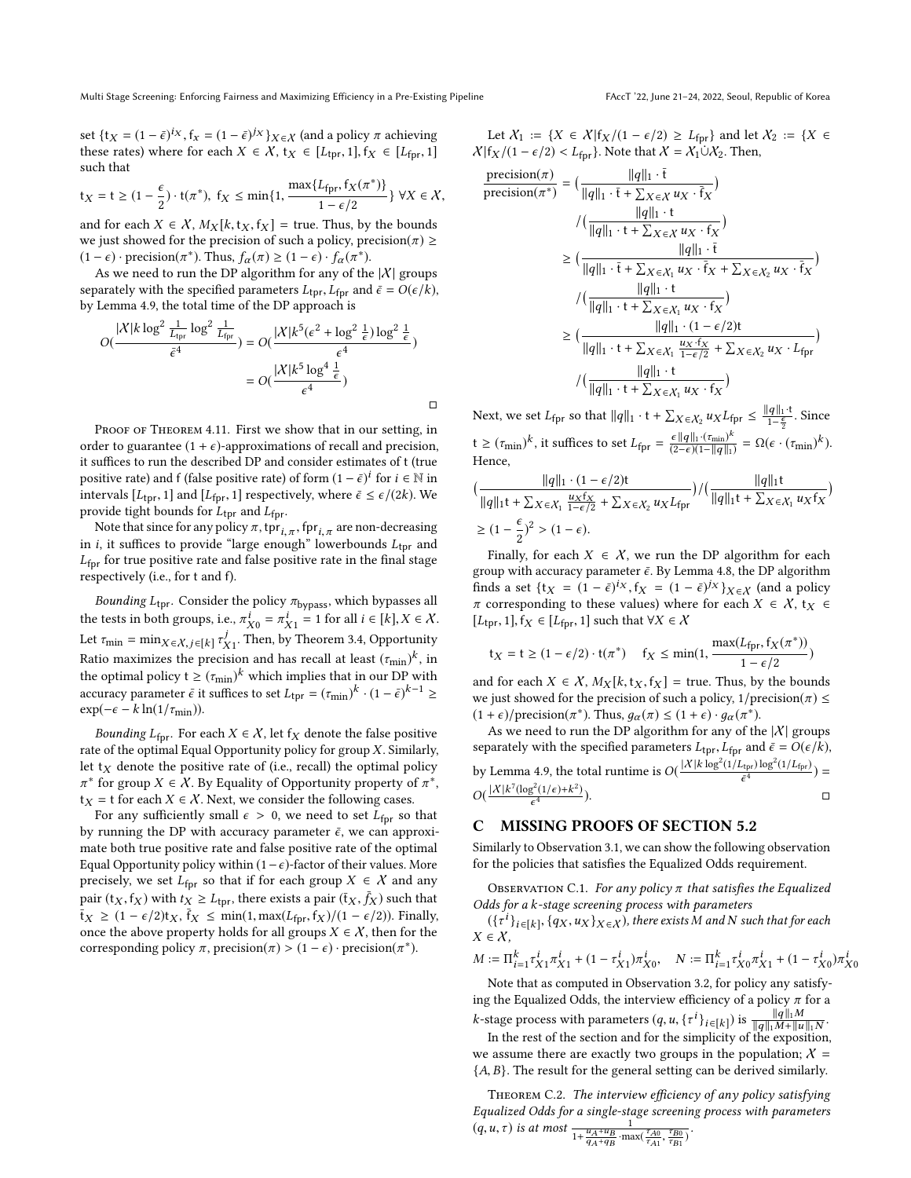set $\{t_X = (1-\bar{\epsilon})^{i_X}, f_X = (1-\bar{\epsilon})^{j_X}\}_{X\in\mathcal{X}}$ (and a policy $\pi$ achieving these rates) where for each $X \in \mathcal{X}$, $t_X \in [L_{\rm tpr}, 1], f_X \in [L_{\rm fpr}, 1]$ such that

$$t_X = t \geq (1-\frac{\epsilon}{2})\cdot t(\pi^*),\ f_X \leq \min\{1, \frac{\max\{L_{\rm fpr}, f_X(\pi^*)\}}{1-\epsilon/2}\}\ \forall X \in \mathcal{X},$$

and for each $X \in \mathcal{X}$, $M_X[k, t_X, f_X] = $ true. Thus, by the bounds we just showed for the precision of such a policy, $\text{precision}(\pi) \geq (1-\epsilon)\cdot \text{precision}(\pi^*)$. Thus, $f_\alpha(\pi) \geq (1-\epsilon)\cdot f_\alpha(\pi^*)$.

As we need to run the DP algorithm for any of the $|\mathcal{X}|$ groups separately with the specified parameters $L_{\rm tpr}, L_{\rm fpr}$ and $\bar{\epsilon} = O(\epsilon/k)$, by Lemma 4.9, the total time of the DP approach is

$$O(\frac{|\mathcal{X}|k\log^2\frac{1}{L_{\rm tpr}}\log^2\frac{1}{L_{\rm fpr}}}{\bar{\epsilon}^4}) = O(\frac{|\mathcal{X}|k^5(\epsilon^2+\log^2\frac{1}{\epsilon})\log^2\frac{1}{\epsilon}}{\epsilon^4}) = O(\frac{|\mathcal{X}|k^5\log^4\frac{1}{\epsilon}}{\epsilon^4})$$

∎

Proof of Theorem 4.11. First we show that in our setting, in order to guarantee $(1+\epsilon)$-approximations of recall and precision, it suffices to run the described DP and consider estimates of t (true positive rate) and f (false positive rate) of form $(1-\bar{\epsilon})^i$ for $i \in \mathbb{N}$ in intervals $[L_{\rm tpr}, 1]$ and $[L_{\rm fpr}, 1]$ respectively, where $\bar{\epsilon} \leq \epsilon/(2k)$. We provide tight bounds for $L_{\rm tpr}$ and $L_{\rm fpr}$.

Note that since for any policy $\pi$, $\text{tpr}_{i,\pi}, \text{fpr}_{i,\pi}$ are non-decreasing in $i$, it suffices to provide "large enough" lowerbounds $L_{\rm tpr}$ and $L_{\rm fpr}$ for true positive rate and false positive rate in the final stage respectively (i.e., for t and f).

*Bounding $L_{\rm tpr}$.* Consider the policy $\pi_{\rm bypass}$, which bypasses all the tests in both groups, i.e., $\pi^i_{X0} = \pi^i_{X1} = 1$ for all $i \in [k], X \in \mathcal{X}$. Let $\tau_{\min} = \min_{X\in\mathcal{X}, j\in[k]} \tau^j_{X1}$. Then, by Theorem 3.4, Opportunity Ratio maximizes the precision and has recall at least $(\tau_{\min})^k$, in the optimal policy $t \geq (\tau_{\min})^k$ which implies that in our DP with accuracy parameter $\bar{\epsilon}$ it suffices to set $L_{\rm tpr} = (\tau_{\min})^k \cdot (1-\bar{\epsilon})^{k-1} \geq \exp(-\epsilon - k\ln(1/\tau_{\min}))$.

*Bounding $L_{\rm fpr}$.* For each $X \in \mathcal{X}$, let $f_X$ denote the false positive rate of the optimal Equal Opportunity policy for group $X$. Similarly, let $t_X$ denote the positive rate of (i.e., recall) the optimal policy $\pi^*$ for group $X \in \mathcal{X}$. By Equality of Opportunity property of $\pi^*$, $t_X = t$ for each $X \in \mathcal{X}$. Next, we consider the following cases.

For any sufficiently small $\epsilon > 0$, we need to set $L_{\rm fpr}$ so that by running the DP with accuracy parameter $\bar{\epsilon}$, we can approximate both true positive rate and false positive rate of the optimal Equal Opportunity policy within $(1-\epsilon)$-factor of their values. More precisely, we set $L_{\rm fpr}$ so that if for each group $X \in \mathcal{X}$ and any pair $(t_X, f_X)$ with $t_X \geq L_{\rm tpr}$, there exists a pair $(\bar{t}_X, \bar{f}_X)$ such that $\bar{t}_X \geq (1-\epsilon/2)t_X$, $\bar{f}_X \leq \min(1, \max(L_{\rm fpr}, f_X)/(1-\epsilon/2))$. Finally, once the above property holds for all groups $X \in \mathcal{X}$, then for the corresponding policy $\pi$, $\text{precision}(\pi) > (1-\epsilon)\cdot\text{precision}(\pi^*)$.

Let $\mathcal{X}_1 := \{X \in \mathcal{X} | f_X/(1-\epsilon/2) \geq L_{\rm fpr}\}$ and let $\mathcal{X}_2 := \{X \in \mathcal{X} | f_X/(1-\epsilon/2) < L_{\rm fpr}\}$. Note that $\mathcal{X} = \mathcal{X}_1 \dot\cup \mathcal{X}_2$. Then,

$$\begin{aligned}
\frac{\text{precision}(\pi)}{\text{precision}(\pi^*)} &= \Big(\frac{\|q\|_1\cdot\bar{t}}{\|q\|_1\cdot\bar{t} + \sum_{X\in\mathcal{X}} u_X\cdot\bar{f}_X}\Big) \Big/ \Big(\frac{\|q\|_1\cdot t}{\|q\|_1\cdot t + \sum_{X\in\mathcal{X}} u_X\cdot f_X}\Big) \\
&\geq \Big(\frac{\|q\|_1\cdot\bar{t}}{\|q\|_1\cdot\bar{t} + \sum_{X\in\mathcal{X}_1} u_X\cdot\bar{f}_X + \sum_{X\in\mathcal{X}_2} u_X\cdot\bar{f}_X}\Big) \Big/ \Big(\frac{\|q\|_1\cdot t}{\|q\|_1\cdot t + \sum_{X\in\mathcal{X}_1} u_X\cdot f_X}\Big) \\
&\geq \Big(\frac{\|q\|_1\cdot(1-\epsilon/2)t}{\|q\|_1\cdot t + \sum_{X\in\mathcal{X}_1}\frac{u_X\cdot f_X}{1-\epsilon/2} + \sum_{X\in\mathcal{X}_2} u_X\cdot L_{\rm fpr}}\Big) \Big/ \Big(\frac{\|q\|_1\cdot t}{\|q\|_1\cdot t + \sum_{X\in\mathcal{X}_1} u_X\cdot f_X}\Big)
\end{aligned}$$

Next, we set $L_{\rm fpr}$ so that $\|q\|_1\cdot t + \sum_{X\in\mathcal{X}_2} u_X L_{\rm fpr} \leq \frac{\|q\|_1\cdot t}{1-\frac{\epsilon}{2}}$. Since $t \geq (\tau_{\min})^k$, it suffices to set $L_{\rm fpr} = \frac{\epsilon\|q\|_1\cdot(\tau_{\min})^k}{(2-\epsilon)(1-\|q\|_1)} = \Omega(\epsilon\cdot(\tau_{\min})^k)$. Hence,

$$\Big(\frac{\|q\|_1\cdot(1-\epsilon/2)t}{\|q\|_1 t + \sum_{X\in\mathcal{X}_1}\frac{u_X f_X}{1-\epsilon/2} + \sum_{X\in\mathcal{X}_2} u_X L_{\rm fpr}}\Big) \Big/ \Big(\frac{\|q\|_1 t}{\|q\|_1 t + \sum_{X\in\mathcal{X}_1} u_X f_X}\Big) \geq (1-\frac{\epsilon}{2})^2 > (1-\epsilon).$$

Finally, for each $X \in \mathcal{X}$, we run the DP algorithm for each group with accuracy parameter $\bar{\epsilon}$. By Lemma 4.8, the DP algorithm finds a set $\{t_X = (1-\bar{\epsilon})^{i_X}, f_X = (1-\bar{\epsilon})^{j_X}\}_{X\in\mathcal{X}}$ (and a policy $\pi$ corresponding to these values) where for each $X \in \mathcal{X}$, $t_X \in [L_{\rm tpr}, 1], f_X \in [L_{\rm fpr}, 1]$ such that $\forall X \in \mathcal{X}$

$$t_X = t \geq (1-\epsilon/2)\cdot t(\pi^*) \quad f_X \leq \min(1, \frac{\max(L_{\rm fpr}, f_X(\pi^*))}{1-\epsilon/2})$$

and for each $X \in \mathcal{X}$, $M_X[k, t_X, f_X] = $ true. Thus, by the bounds we just showed for the precision of such a policy, $1/\text{precision}(\pi) \leq (1+\epsilon)/\text{precision}(\pi^*)$. Thus, $g_\alpha(\pi) \leq (1+\epsilon)\cdot g_\alpha(\pi^*)$.

As we need to run the DP algorithm for any of the $|\mathcal{X}|$ groups separately with the specified parameters $L_{\rm tpr}, L_{\rm fpr}$ and $\bar{\epsilon} = O(\epsilon/k)$, by Lemma 4.9, the total runtime is $O(\frac{|\mathcal{X}|k\log^2(1/L_{\rm tpr})\log^2(1/L_{\rm fpr})}{\bar{\epsilon}^4}) = O(\frac{|\mathcal{X}|k^7(\log^2(1/\epsilon)+k^2)}{\epsilon^4})$. ∎

## C MISSING PROOFS OF SECTION 5.2

Similarly to Observation 3.1, we can show the following observation for the policies that satisfies the Equalized Odds requirement.

Observation C.1. *For any policy $\pi$ that satisfies the Equalized Odds for a $k$-stage screening process with parameters $(\{\tau^i\}_{i\in[k]}, \{q_X, u_X\}_{X\in\mathcal{X}})$, there exists $M$ and $N$ such that for each $X \in \mathcal{X}$,*

$$M := \Pi_{i=1}^k \tau^i_{X1}\pi^i_{X1} + (1-\tau^i_{X1})\pi^i_{X0}, \quad N := \Pi_{i=1}^k \tau^i_{X0}\pi^i_{X1} + (1-\tau^i_{X0})\pi^i_{X0}$$

Note that as computed in Observation 3.2, for policy any satisfying the Equalized Odds, the interview efficiency of a policy $\pi$ for a $k$-stage process with parameters $(q, u, \{\tau^i\}_{i\in[k]})$ is $\frac{\|q\|_1 M}{\|q\|_1 M + \|u\|_1 N}$.

In the rest of the section and for the simplicity of the exposition, we assume there are exactly two groups in the population; $\mathcal{X} = \{A, B\}$. The result for the general setting can be derived similarly.

Theorem C.2. *The interview efficiency of any policy satisfying Equalized Odds for a single-stage screening process with parameters $(q, u, \tau)$ is at most $\frac{1}{1+\frac{u_A+u_B}{q_A+q_B}\cdot\max(\frac{\tau_{A0}}{\tau_{A1}}, \frac{\tau_{B0}}{\tau_{B1}})}$.*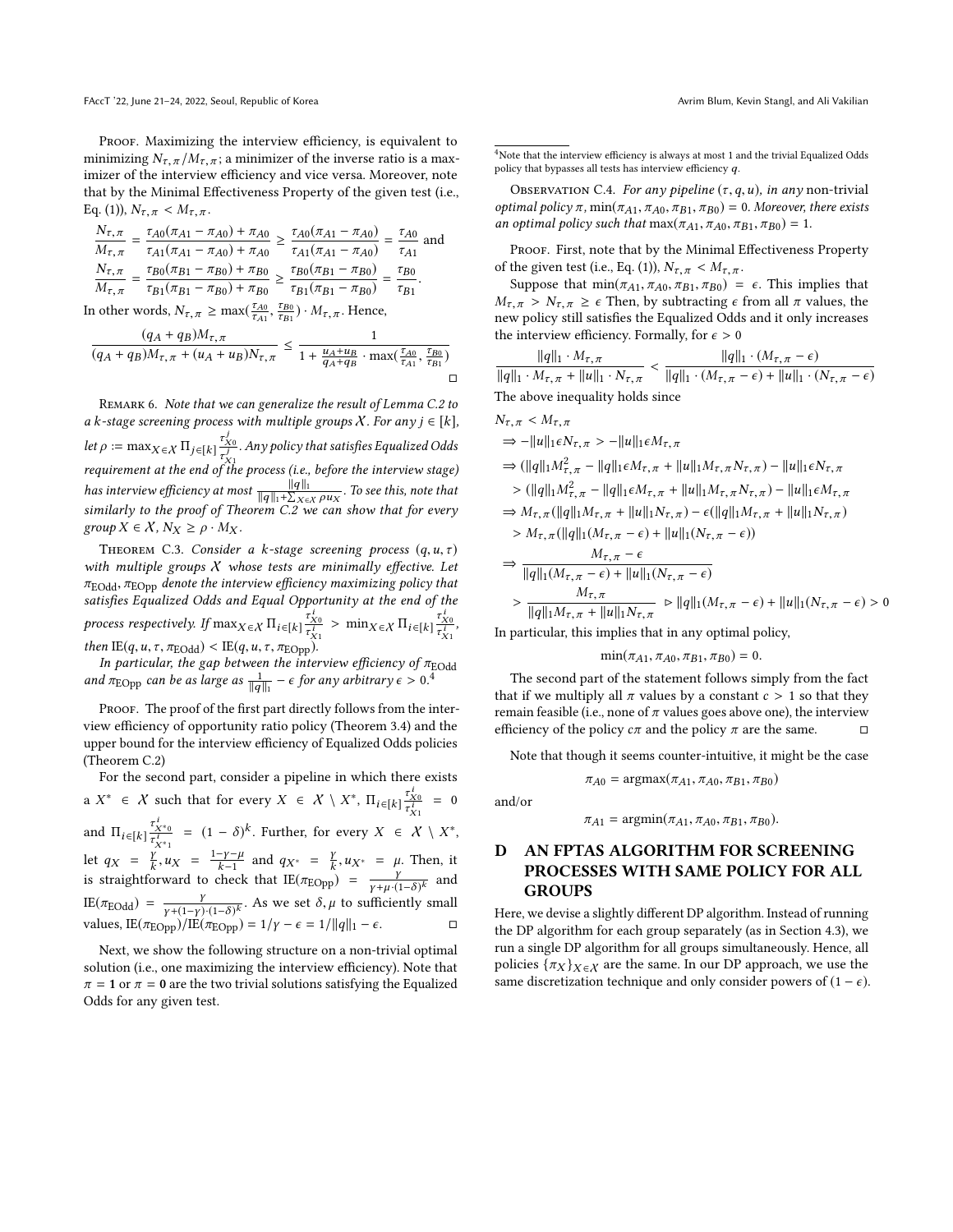*Proof.* Maximizing the interview efficiency, is equivalent to minimizing $N_{\tau,\pi}/M_{\tau,\pi}$; a minimizer of the inverse ratio is a maximizer of the interview efficiency and vice versa. Moreover, note that by the Minimal Effectiveness Property of the given test (i.e., Eq. (1)), $N_{\tau,\pi} < M_{\tau,\pi}$.

$$\frac{N_{\tau,\pi}}{M_{\tau,\pi}} = \frac{\tau_{A0}(\pi_{A1} - \pi_{A0}) + \pi_{A0}}{\tau_{A1}(\pi_{A1} - \pi_{A0}) + \pi_{A0}} \geq \frac{\tau_{A0}(\pi_{A1} - \pi_{A0})}{\tau_{A1}(\pi_{A1} - \pi_{A0})} = \frac{\tau_{A0}}{\tau_{A1}} \text{ and}$$

$$\frac{N_{\tau,\pi}}{M_{\tau,\pi}} = \frac{\tau_{B0}(\pi_{B1} - \pi_{B0}) + \pi_{B0}}{\tau_{B1}(\pi_{B1} - \pi_{B0}) + \pi_{B0}} \geq \frac{\tau_{B0}(\pi_{B1} - \pi_{B0})}{\tau_{B1}(\pi_{B1} - \pi_{B0})} = \frac{\tau_{B0}}{\tau_{B1}}.$$

In other words, $N_{\tau,\pi} \geq \max(\frac{\tau_{A0}}{\tau_{A1}}, \frac{\tau_{B0}}{\tau_{B1}}) \cdot M_{\tau,\pi}$. Hence,

$$\frac{(q_A + q_B)M_{\tau,\pi}}{(q_A + q_B)M_{\tau,\pi} + (u_A + u_B)N_{\tau,\pi}} \leq \frac{1}{1 + \frac{u_A + u_B}{q_A + q_B} \cdot \max(\frac{\tau_{A0}}{\tau_{A1}}, \frac{\tau_{B0}}{\tau_{B1}})}$$

□

Remark 6. *Note that we can generalize the result of Lemma C.2 to a $k$-stage screening process with multiple groups $\mathcal{X}$. For any $j \in [k]$, let $\rho := \max_{X\in\mathcal{X}} \Pi_{j\in[k]} \frac{\tau^j_{X0}}{\tau^j_{X1}}$. Any policy that satisfies Equalized Odds requirement at the end of the process (i.e., before the interview stage) has interview efficiency at most $\frac{\|q\|_1}{\|q\|_1 + \sum_{X\in\mathcal{X}} \rho u_X}$. To see this, note that similarly to the proof of Theorem C.2 we can show that for every group $X \in \mathcal{X}$, $N_X \geq \rho \cdot M_X$.*

Theorem C.3. *Consider a $k$-stage screening process $(q, u, \tau)$ with multiple groups $\mathcal{X}$ whose tests are minimally effective. Let $\pi_{\text{EOdd}}, \pi_{\text{EOpp}}$ denote the interview efficiency maximizing policy that satisfies Equalized Odds and Equal Opportunity at the end of the process respectively. If $\max_{X\in\mathcal{X}} \Pi_{i\in[k]} \frac{\tau^i_{X0}}{\tau^i_{X1}} > \min_{X\in\mathcal{X}} \Pi_{i\in[k]} \frac{\tau^i_{X0}}{\tau^i_{X1}}$, then $\text{IE}(q, u, \tau, \pi_{\text{EOdd}}) < \text{IE}(q, u, \tau, \pi_{\text{EOpp}})$.*

*In particular, the gap between the interview efficiency of $\pi_{\text{EOdd}}$ and $\pi_{\text{EOpp}}$ can be as large as $\frac{1}{\|q\|_1} - \epsilon$ for any arbitrary $\epsilon > 0$.*[4]

*Proof.* The proof of the first part directly follows from the interview efficiency of opportunity ratio policy (Theorem 3.4) and the upper bound for the interview efficiency of Equalized Odds policies (Theorem C.2)

For the second part, consider a pipeline in which there exists a $X^* \in \mathcal{X}$ such that for every $X \in \mathcal{X} \setminus X^*$, $\Pi_{i\in[k]} \frac{\tau^i_{X0}}{\tau^i_{X1}} = 0$ and $\Pi_{i\in[k]} \frac{\tau^i_{X^*0}}{\tau^i_{X^*1}} = (1 - \delta)^k$. Further, for every $X \in \mathcal{X} \setminus X^*$, let $q_X = \frac{\gamma}{k}, u_X = \frac{1-\gamma-\mu}{k-1}$ and $q_{X^*} = \frac{\gamma}{k}, u_{X^*} = \mu$. Then, it is straightforward to check that $\text{IE}(\pi_{\text{EOpp}}) = \frac{\gamma}{\gamma+\mu\cdot(1-\delta)^k}$ and $\text{IE}(\pi_{\text{EOdd}}) = \frac{\gamma}{\gamma+(1-\gamma)\cdot(1-\delta)^k}$. As we set $\delta, \mu$ to sufficiently small values, $\text{IE}(\pi_{\text{EOpp}})/\text{IE}(\pi_{\text{EOpp}}) = 1/\gamma - \epsilon = 1/\|q\|_1 - \epsilon$. □

Next, we show the following structure on a non-trivial optimal solution (i.e., one maximizing the interview efficiency). Note that $\pi = \mathbf{1}$ or $\pi = \mathbf{0}$ are the two trivial solutions satisfying the Equalized Odds for any given test.

[4] Note that the interview efficiency is always at most 1 and the trivial Equalized Odds policy that bypasses all tests has interview efficiency $q$.

Observation C.4. *For any pipeline $(\tau, q, u)$, in any non-trivial optimal policy $\pi$, $\min(\pi_{A1}, \pi_{A0}, \pi_{B1}, \pi_{B0}) = 0$. Moreover, there exists an optimal policy such that $\max(\pi_{A1}, \pi_{A0}, \pi_{B1}, \pi_{B0}) = 1$.*

*Proof.* First, note that by the Minimal Effectiveness Property of the given test (i.e., Eq. (1)), $N_{\tau,\pi} < M_{\tau,\pi}$.

Suppose that $\min(\pi_{A1}, \pi_{A0}, \pi_{B1}, \pi_{B0}) = \epsilon$. This implies that $M_{\tau,\pi} > N_{\tau,\pi} \geq \epsilon$ Then, by subtracting $\epsilon$ from all $\pi$ values, the new policy still satisfies the Equalized Odds and it only increases the interview efficiency. Formally, for $\epsilon > 0$

$$\frac{\|q\|_1 \cdot M_{\tau,\pi}}{\|q\|_1 \cdot M_{\tau,\pi} + \|u\|_1 \cdot N_{\tau,\pi}} < \frac{\|q\|_1 \cdot (M_{\tau,\pi} - \epsilon)}{\|q\|_1 \cdot (M_{\tau,\pi} - \epsilon) + \|u\|_1 \cdot (N_{\tau,\pi} - \epsilon)}$$

The above inequality holds since

$$\begin{aligned}
&N_{\tau,\pi} < M_{\tau,\pi} \\
&\Rightarrow -\|u\|_1 \epsilon N_{\tau,\pi} > -\|u\|_1 \epsilon M_{\tau,\pi} \\
&\Rightarrow (\|q\|_1 M^2_{\tau,\pi} - \|q\|_1 \epsilon M_{\tau,\pi} + \|u\|_1 M_{\tau,\pi} N_{\tau,\pi}) - \|u\|_1 \epsilon N_{\tau,\pi} \\
&\quad > (\|q\|_1 M^2_{\tau,\pi} - \|q\|_1 \epsilon M_{\tau,\pi} + \|u\|_1 M_{\tau,\pi} N_{\tau,\pi}) - \|u\|_1 \epsilon M_{\tau,\pi} \\
&\Rightarrow M_{\tau,\pi}(\|q\|_1 M_{\tau,\pi} + \|u\|_1 N_{\tau,\pi}) - \epsilon(\|q\|_1 M_{\tau,\pi} + \|u\|_1 N_{\tau,\pi}) \\
&\quad > M_{\tau,\pi}(\|q\|_1 (M_{\tau,\pi} - \epsilon) + \|u\|_1 (N_{\tau,\pi} - \epsilon)) \\
&\Rightarrow \frac{M_{\tau,\pi} - \epsilon}{\|q\|_1 (M_{\tau,\pi} - \epsilon) + \|u\|_1 (N_{\tau,\pi} - \epsilon)} \\
&\quad > \frac{M_{\tau,\pi}}{\|q\|_1 M_{\tau,\pi} + \|u\|_1 N_{\tau,\pi}} \quad \triangleright \|q\|_1 (M_{\tau,\pi} - \epsilon) + \|u\|_1 (N_{\tau,\pi} - \epsilon) > 0
\end{aligned}$$

In particular, this implies that in any optimal policy,

$$\min(\pi_{A1}, \pi_{A0}, \pi_{B1}, \pi_{B0}) = 0.$$

The second part of the statement follows simply from the fact that if we multiply all $\pi$ values by a constant $c > 1$ so that they remain feasible (i.e., none of $\pi$ values goes above one), the interview efficiency of the policy $c\pi$ and the policy $\pi$ are the same. □

Note that though it seems counter-intuitive, it might be the case

$$\pi_{A0} = \text{argmax}(\pi_{A1}, \pi_{A0}, \pi_{B1}, \pi_{B0})$$

and/or

$$\pi_{A1} = \text{argmin}(\pi_{A1}, \pi_{A0}, \pi_{B1}, \pi_{B0}).$$

# D AN FPTAS ALGORITHM FOR SCREENING PROCESSES WITH SAME POLICY FOR ALL GROUPS

Here, we devise a slightly different DP algorithm. Instead of running the DP algorithm for each group separately (as in Section 4.3), we run a single DP algorithm for all groups simultaneously. Hence, all policies $\{\pi_X\}_{X\in\mathcal{X}}$ are the same. In our DP approach, we use the same discretization technique and only consider powers of $(1 - \epsilon)$.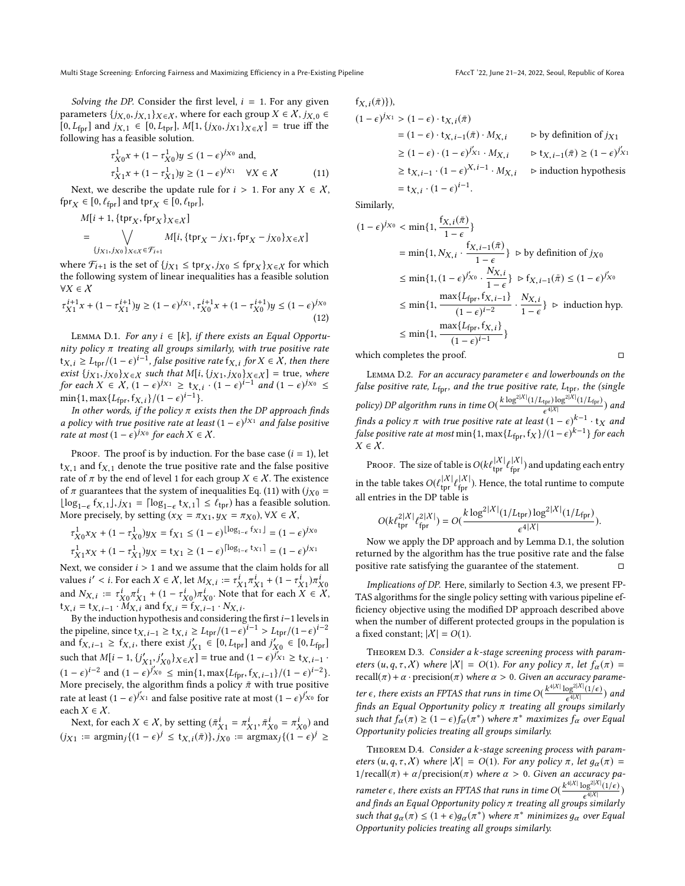*Solving the DP.* Consider the first level, $i = 1$. For any given parameters $\{j_{X,0}, j_{X,1}\}_{X \in \mathcal{X}}$, where for each group $X \in \mathcal{X}$, $j_{X,0} \in [0, L_{\mathrm{fpr}}]$ and $j_{X,1} \in [0, L_{\mathrm{tpr}}]$, $M[1, \{j_{X0}, j_{X1}\}_{X \in \mathcal{X}}] =$ true iff the following has a feasible solution.

$$\tau^1_{X0} x + (1 - \tau^1_{X0}) y \leq (1-\epsilon)^{j_{X0}} \text{ and,}$$
$$\tau^1_{X1} x + (1 - \tau^1_{X1}) y \geq (1-\epsilon)^{j_{X1}} \quad \forall X \in \mathcal{X} \tag{11}$$

Next, we describe the update rule for $i > 1$. For any $X \in \mathcal{X}$, $\mathrm{fpr}_X \in [0, \ell_{\mathrm{fpr}}]$ and $\mathrm{tpr}_X \in [0, \ell_{\mathrm{tpr}}]$,

$$M[i+1, \{\mathrm{tpr}_X, \mathrm{fpr}_X\}_{X \in \mathcal{X}}] = \bigvee_{\{j_{X1}, j_{X0}\}_{X \in \mathcal{X}} \in \mathcal{F}_{i+1}} M[i, \{\mathrm{tpr}_X - j_{X1}, \mathrm{fpr}_X - j_{X0}\}_{X \in \mathcal{X}}]$$

where $\mathcal{F}_{i+1}$ is the set of $\{j_{X1} \leq \mathrm{tpr}_X, j_{X0} \leq \mathrm{fpr}_X\}_{X \in \mathcal{X}}$ for which the following system of linear inequalities has a feasible solution $\forall X \in \mathcal{X}$

$$\tau^{i+1}_{X1} x + (1 - \tau^{i+1}_{X1}) y \geq (1-\epsilon)^{j_{X1}}, \tau^{i+1}_{X0} x + (1 - \tau^{i+1}_{X0}) y \leq (1-\epsilon)^{j_{X0}} \tag{12}$$

Lemma D.1. *For any $i \in [k]$, if there exists an Equal Opportunity policy $\pi$ treating all groups similarly, with true positive rate $\mathrm{t}_{X,i} \geq L_{\mathrm{tpr}}/(1-\epsilon)^{i-1}$, false positive rate $\mathrm{f}_{X,i}$ for $X \in \mathcal{X}$, then there exist $\{j_{X1}, j_{X0}\}_{X \in \mathcal{X}}$ such that $M[i, \{j_{X1}, j_{X0}\}_{X \in \mathcal{X}}] =$ true, where for each $X \in \mathcal{X}$, $(1-\epsilon)^{j_{X1}} \geq \mathrm{t}_{X,i} \cdot (1-\epsilon)^{i-1}$ and $(1-\epsilon)^{j_{X0}} \leq \min\{1, \max\{L_{\mathrm{fpr}}, \mathrm{f}_{X,i}\}/(1-\epsilon)^{i-1}\}$.*

*In other words, if the policy $\pi$ exists then the DP approach finds a policy with true positive rate at least $(1-\epsilon)^{j_{X1}}$ and false positive rate at most $(1-\epsilon)^{j_{X0}}$ for each $X \in \mathcal{X}$.*

Proof. The proof is by induction. For the base case ($i = 1$), let $\mathrm{t}_{X,1}$ and $\mathrm{f}_{X,1}$ denote the true positive rate and the false positive rate of $\pi$ by the end of level 1 for each group $X \in \mathcal{X}$. The existence of $\pi$ guarantees that the system of inequalities Eq. (11) with ($j_{X0} = \lfloor \log_{1-\epsilon} \mathrm{f}_{X,1} \rfloor, j_{X1} = \lceil \log_{1-\epsilon} \mathrm{t}_{X,1} \rceil \leq \ell_{\mathrm{tpr}}$) has a feasible solution. More precisely, by setting ($x_X = \pi_{X1}, y_X = \pi_{X0}$), $\forall X \in \mathcal{X}$,

$$\tau^1_{X0} x_X + (1 - \tau^1_{X0}) y_X = \mathrm{f}_{X1} \leq (1-\epsilon)^{\lfloor \log_{1-\epsilon} \mathrm{f}_{X1} \rfloor} = (1-\epsilon)^{j_{X0}}$$
$$\tau^1_{X1} x_X + (1 - \tau^1_{X1}) y_X = \mathrm{t}_{X1} \geq (1-\epsilon)^{\lceil \log_{1-\epsilon} \mathrm{t}_{X1} \rceil} = (1-\epsilon)^{j_{X1}}$$

Next, we consider $i > 1$ and we assume that the claim holds for all values $i' < i$. For each $X \in \mathcal{X}$, let $M_{X,i} := \tau^i_{X1} \pi^i_{X1} + (1 - \tau^i_{X1}) \pi^i_{X0}$ and $N_{X,i} := \tau^i_{X0} \pi^i_{X1} + (1 - \tau^i_{X0}) \pi^i_{X0}$. Note that for each $X \in \mathcal{X}$, $\mathrm{t}_{X,i} = \mathrm{t}_{X,i-1} \cdot M_{X,i}$ and $\mathrm{f}_{X,i} = \mathrm{f}_{X,i-1} \cdot N_{X,i}$.

By the induction hypothesis and considering the first $i-1$ levels in the pipeline, since $\mathrm{t}_{X,i-1} \geq \mathrm{t}_{X,i} \geq L_{\mathrm{tpr}}/(1-\epsilon)^{i-1} > L_{\mathrm{tpr}}/(1-\epsilon)^{i-2}$ and $\mathrm{f}_{X,i-1} \geq \mathrm{f}_{X,i}$, there exist $j'_{X1} \in [0, L_{\mathrm{tpr}}]$ and $j'_{X0} \in [0, L_{\mathrm{fpr}}]$ such that $M[i-1, \{j'_{X1}, j'_{X0}\}_{X \in \mathcal{X}}] =$ true and $(1-\epsilon)^{j'_{X1}} \geq \mathrm{t}_{X,i-1} \cdot (1-\epsilon)^{i-2}$ and $(1-\epsilon)^{j'_{X0}} \leq \min\{1, \max\{L_{\mathrm{fpr}}, \mathrm{f}_{X,i-1}\}/(1-\epsilon)^{i-2}\}$. More precisely, the algorithm finds a policy $\bar{\pi}$ with true positive rate at least $(1-\epsilon)^{j'_{X1}}$ and false positive rate at most $(1-\epsilon)^{j'_{X0}}$ for each $X \in \mathcal{X}$.

Next, for each $X \in \mathcal{X}$, by setting ($\bar{\pi}^i_{X1} = \pi^i_{X1}, \bar{\pi}^i_{X0} = \pi^i_{X0}$) and ($j_{X1} := \mathrm{argmin}_j \{(1-\epsilon)^j \leq \mathrm{t}_{X,i}(\bar{\pi})\}, j_{X0} := \mathrm{argmax}_j \{(1-\epsilon)^j \geq \mathrm{f}_{X,i}(\bar{\pi})\}$),

$$\begin{aligned}
(1-\epsilon)^{j_{X1}} &> (1-\epsilon) \cdot \mathrm{t}_{X,i}(\bar{\pi}) \\
&= (1-\epsilon) \cdot \mathrm{t}_{X,i-1}(\bar{\pi}) \cdot M_{X,i} && \triangleright \text{ by definition of } j_{X1} \\
&\geq (1-\epsilon) \cdot (1-\epsilon)^{j'_{X1}} \cdot M_{X,i} && \triangleright\ \mathrm{t}_{X,i-1}(\bar{\pi}) \geq (1-\epsilon)^{j'_{X1}} \\
&\geq \mathrm{t}_{X,i-1} \cdot (1-\epsilon)^{X,i-1} \cdot M_{X,i} && \triangleright \text{ induction hypothesis} \\
&= \mathrm{t}_{X,i} \cdot (1-\epsilon)^{i-1}.
\end{aligned}$$

Similarly,

$$\begin{aligned}
(1-\epsilon)^{j_{X0}} &< \min\{1, \frac{\mathrm{f}_{X,i}(\bar{\pi})}{1-\epsilon}\} \\
&= \min\{1, N_{X,i} \cdot \frac{\mathrm{f}_{X,i-1}(\bar{\pi})}{1-\epsilon}\} && \triangleright \text{ by definition of } j_{X0} \\
&\leq \min\{1, (1-\epsilon)^{j'_{X0}} \cdot \frac{N_{X,i}}{1-\epsilon}\} && \triangleright\ \mathrm{f}_{X,i-1}(\bar{\pi}) \leq (1-\epsilon)^{j'_{X0}} \\
&\leq \min\{1, \frac{\max\{L_{\mathrm{fpr}}, \mathrm{f}_{X,i-1}\}}{(1-\epsilon)^{i-2}} \cdot \frac{N_{X,i}}{1-\epsilon}\} && \triangleright \text{ induction hyp.} \\
&\leq \min\{1, \frac{\max\{L_{\mathrm{fpr}}, \mathrm{f}_{X,i}\}}{(1-\epsilon)^{i-1}}\}
\end{aligned}$$

which completes the proof. □

Lemma D.2. *For an accuracy parameter $\epsilon$ and lowerbounds on the false positive rate, $L_{\mathrm{fpr}}$, and the true positive rate, $L_{\mathrm{tpr}}$, the (single policy) DP algorithm runs in time $O(\frac{k \log^{2|\mathcal{X}|}(1/L_{\mathrm{tpr}}) \log^{2|\mathcal{X}|}(1/L_{\mathrm{fpr}})}{\epsilon^{4|\mathcal{X}|}})$ and finds a policy $\pi$ with true positive rate at least $(1-\epsilon)^{k-1} \cdot \mathrm{t}_X$ and false positive rate at most $\min\{1, \max\{L_{\mathrm{fpr}}, \mathrm{f}_X\}/(1-\epsilon)^{k-1}\}$ for each $X \in \mathcal{X}$.*

Proof. The size of table is $O(k \ell_{\mathrm{tpr}}^{|\mathcal{X}|} \ell_{\mathrm{fpr}}^{|\mathcal{X}|})$ and updating each entry in the table takes $O(\ell_{\mathrm{tpr}}^{|\mathcal{X}|} \ell_{\mathrm{fpr}}^{|\mathcal{X}|})$. Hence, the total runtime to compute all entries in the DP table is

$$O(k \ell_{\mathrm{tpr}}^{2|\mathcal{X}|} \ell_{\mathrm{fpr}}^{2|\mathcal{X}|}) = O(\frac{k \log^{2|\mathcal{X}|}(1/L_{\mathrm{tpr}}) \log^{2|\mathcal{X}|}(1/L_{\mathrm{fpr}})}{\epsilon^{4|\mathcal{X}|}}).$$

Now we apply the DP approach and by Lemma D.1, the solution returned by the algorithm has the true positive rate and the false positive rate satisfying the guarantee of the statement. □

*Implications of DP.* Here, similarly to Section 4.3, we present FPTAS algorithms for the single policy setting with various pipeline efficiency objective using the modified DP approach described above when the number of different protected groups in the population is a fixed constant; $|\mathcal{X}| = O(1)$.

Theorem D.3. *Consider a $k$-stage screening process with parameters $(u, q, \tau, \mathcal{X})$ where $|\mathcal{X}| = O(1)$. For any policy $\pi$, let $f_\alpha(\pi) = \mathrm{recall}(\pi) + \alpha \cdot \mathrm{precision}(\pi)$ where $\alpha > 0$. Given an accuracy parameter $\epsilon$, there exists an FPTAS that runs in time $O(\frac{k^{4|\mathcal{X}|} \log^{2|\mathcal{X}|}(1/\epsilon)}{\epsilon^{4|\mathcal{X}|}})$ and finds an Equal Opportunity policy $\pi$ treating all groups similarly such that $f_\alpha(\pi) \geq (1-\epsilon) f_\alpha(\pi^*)$ where $\pi^*$ maximizes $f_\alpha$ over Equal Opportunity policies treating all groups similarly.*

Theorem D.4. *Consider a $k$-stage screening process with parameters $(u, q, \tau, \mathcal{X})$ where $|\mathcal{X}| = O(1)$. For any policy $\pi$, let $g_\alpha(\pi) = 1/\mathrm{recall}(\pi) + \alpha/\mathrm{precision}(\pi)$ where $\alpha > 0$. Given an accuracy parameter $\epsilon$, there exists an FPTAS that runs in time $O(\frac{k^{4|\mathcal{X}|} \log^{2|\mathcal{X}|}(1/\epsilon)}{\epsilon^{4|\mathcal{X}|}})$ and finds an Equal Opportunity policy $\pi$ treating all groups similarly such that $g_\alpha(\pi) \leq (1+\epsilon) g_\alpha(\pi^*)$ where $\pi^*$ minimizes $g_\alpha$ over Equal Opportunity policies treating all groups similarly.*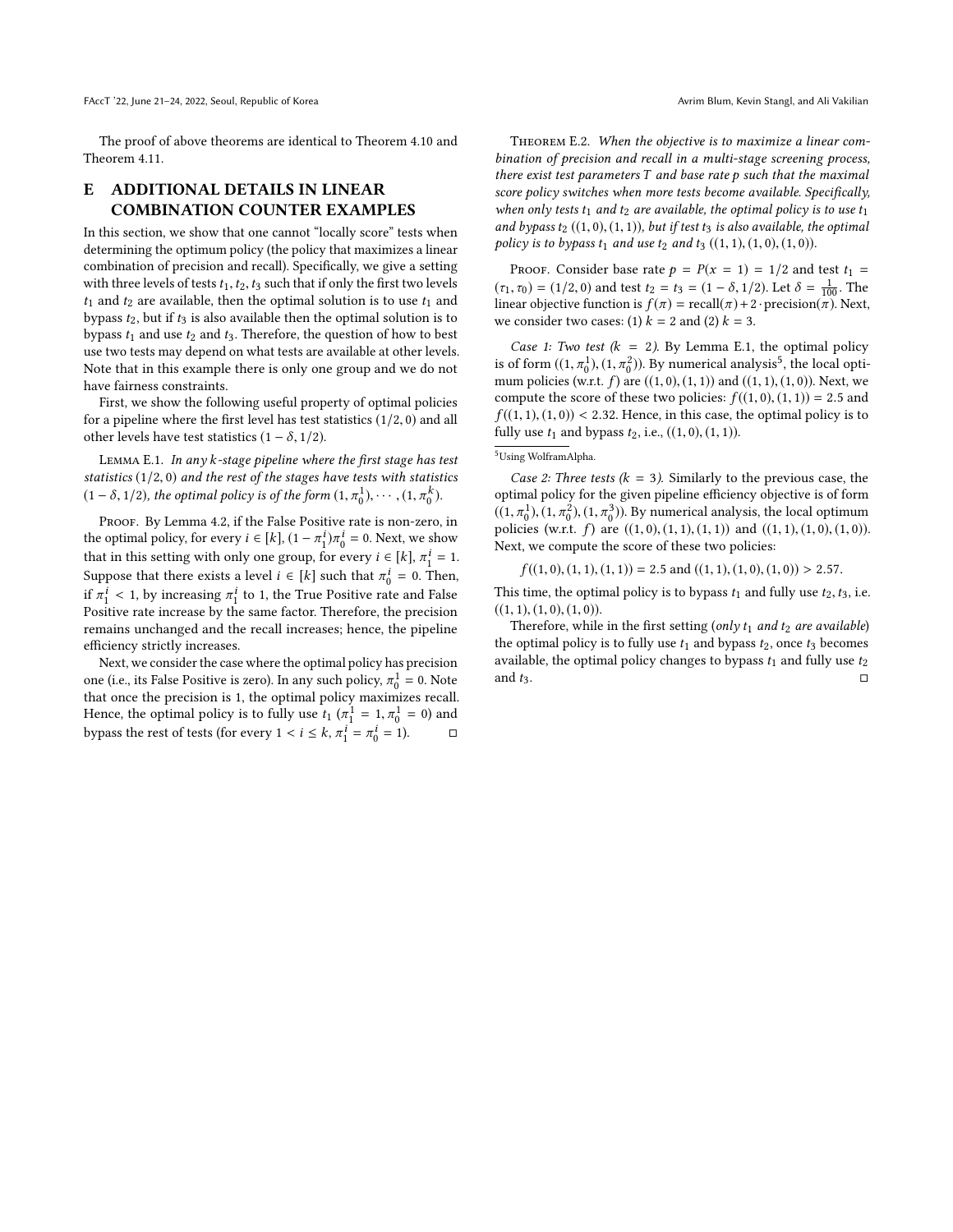The proof of above theorems are identical to Theorem 4.10 and Theorem 4.11.

## E ADDITIONAL DETAILS IN LINEAR COMBINATION COUNTER EXAMPLES

In this section, we show that one cannot "locally score" tests when determining the optimum policy (the policy that maximizes a linear combination of precision and recall). Specifically, we give a setting with three levels of tests $t_1, t_2, t_3$ such that if only the first two levels $t_1$ and $t_2$ are available, then the optimal solution is to use $t_1$ and bypass $t_2$, but if $t_3$ is also available then the optimal solution is to bypass $t_1$ and use $t_2$ and $t_3$. Therefore, the question of how to best use two tests may depend on what tests are available at other levels. Note that in this example there is only one group and we do not have fairness constraints.

First, we show the following useful property of optimal policies for a pipeline where the first level has test statistics $(1/2, 0)$ and all other levels have test statistics $(1-\delta, 1/2)$.

**Lemma E.1.** *In any $k$-stage pipeline where the first stage has test statistics $(1/2, 0)$ and the rest of the stages have tests with statistics $(1-\delta, 1/2)$, the optimal policy is of the form $(1, \pi_0^1), \cdots, (1, \pi_0^k)$.*

*Proof.* By Lemma 4.2, if the False Positive rate is non-zero, in the optimal policy, for every $i \in [k]$, $(1-\pi_1^i)\pi_0^i = 0$. Next, we show that in this setting with only one group, for every $i \in [k]$, $\pi_1^i = 1$. Suppose that there exists a level $i \in [k]$ such that $\pi_0^i = 0$. Then, if $\pi_1^i < 1$, by increasing $\pi_1^i$ to 1, the True Positive rate and False Positive rate increase by the same factor. Therefore, the precision remains unchanged and the recall increases; hence, the pipeline efficiency strictly increases.

Next, we consider the case where the optimal policy has precision one (i.e., its False Positive is zero). In any such policy, $\pi_0^1 = 0$. Note that once the precision is 1, the optimal policy maximizes recall. Hence, the optimal policy is to fully use $t_1$ ($\pi_1^1 = 1, \pi_0^1 = 0$) and bypass the rest of tests (for every $1 < i \leq k$, $\pi_1^i = \pi_0^i = 1$). ◻

**Theorem E.2.** *When the objective is to maximize a linear combination of precision and recall in a multi-stage screening process, there exist test parameters $T$ and base rate $p$ such that the maximal score policy switches when more tests become available. Specifically, when only tests $t_1$ and $t_2$ are available, the optimal policy is to use $t_1$ and bypass $t_2$ $((1,0),(1,1))$, but if test $t_3$ is also available, the optimal policy is to bypass $t_1$ and use $t_2$ and $t_3$ $((1,1),(1,0),(1,0))$.*

*Proof.* Consider base rate $p = P(x=1) = 1/2$ and test $t_1 = (\tau_1, \tau_0) = (1/2, 0)$ and test $t_2 = t_3 = (1-\delta, 1/2)$. Let $\delta = \frac{1}{100}$. The linear objective function is $f(\pi) = \text{recall}(\pi) + 2 \cdot \text{precision}(\pi)$. Next, we consider two cases: (1) $k = 2$ and (2) $k = 3$.

*Case 1: Two test ($k = 2$).* By Lemma E.1, the optimal policy is of form $((1, \pi_0^1), (1, \pi_0^2))$. By numerical analysis[5], the local optimum policies (w.r.t. $f$) are $((1,0),(1,1))$ and $((1,1),(1,0))$. Next, we compute the score of these two policies: $f((1,0),(1,1)) = 2.5$ and $f((1,1),(1,0)) < 2.32$. Hence, in this case, the optimal policy is to fully use $t_1$ and bypass $t_2$, i.e., $((1,0),(1,1))$.

[5] Using WolframAlpha.

*Case 2: Three tests ($k = 3$).* Similarly to the previous case, the optimal policy for the given pipeline efficiency objective is of form $((1, \pi_0^1), (1, \pi_0^2), (1, \pi_0^3))$. By numerical analysis, the local optimum policies (w.r.t. $f$) are $((1,0),(1,1),(1,1))$ and $((1,1),(1,0),(1,0))$. Next, we compute the score of these two policies:

$$f((1,0),(1,1),(1,1)) = 2.5 \text{ and } ((1,1),(1,0),(1,0)) > 2.57.$$

This time, the optimal policy is to bypass $t_1$ and fully use $t_2, t_3$, i.e. $((1,1),(1,0),(1,0))$.

Therefore, while in the first setting (*only $t_1$ and $t_2$ are available*) the optimal policy is to fully use $t_1$ and bypass $t_2$, once $t_3$ becomes available, the optimal policy changes to bypass $t_1$ and fully use $t_2$ and $t_3$. ◻